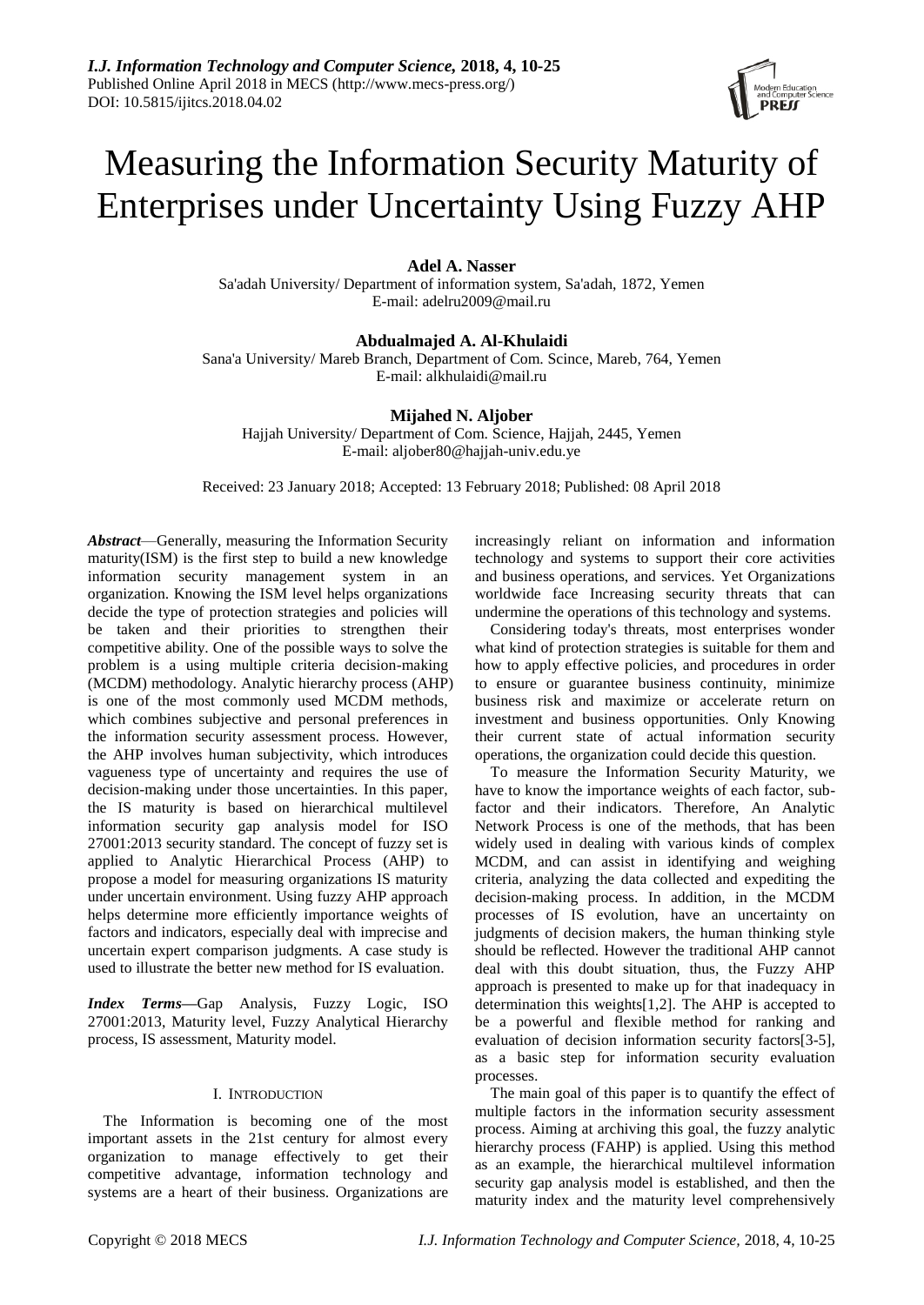# Measuring the Information Security Maturity of Enterprises under Uncertainty Using Fuzzy AHP

**Adel A. Nasser**
Sa'adah University/ Department of information system, Sa'adah, 1872, Yemen
E-mail: adelru2009@mail.ru

**Abdualmajed A. Al-Khulaidi**
Sana'a University/ Mareb Branch, Department of Com. Scince, Mareb, 764, Yemen
E-mail: alkhulaidi@mail.ru

**Mijahed N. Aljober**
Hajjah University/ Department of Com. Science, Hajjah, 2445, Yemen
E-mail: aljober80@hajjah-univ.edu.ye

Received: 23 January 2018; Accepted: 13 February 2018; Published: 08 April 2018

***Abstract***—Generally, measuring the Information Security maturity(ISM) is the first step to build a new knowledge information security management system in an organization. Knowing the ISM level helps organizations decide the type of protection strategies and policies will be taken and their priorities to strengthen their competitive ability. One of the possible ways to solve the problem is a using multiple criteria decision-making (MCDM) methodology. Analytic hierarchy process (AHP) is one of the most commonly used MCDM methods, which combines subjective and personal preferences in the information security assessment process. However, the AHP involves human subjectivity, which introduces vagueness type of uncertainty and requires the use of decision-making under those uncertainties. In this paper, the IS maturity is based on hierarchical multilevel information security gap analysis model for ISO 27001:2013 security standard. The concept of fuzzy set is applied to Analytic Hierarchical Process (AHP) to propose a model for measuring organizations IS maturity under uncertain environment. Using fuzzy AHP approach helps determine more efficiently importance weights of factors and indicators, especially deal with imprecise and uncertain expert comparison judgments. A case study is used to illustrate the better new method for IS evaluation.

***Index Terms***—Gap Analysis, Fuzzy Logic, ISO 27001:2013, Maturity level, Fuzzy Analytical Hierarchy process, IS assessment, Maturity model.

## I. INTRODUCTION

The Information is becoming one of the most important assets in the 21st century for almost every organization to manage effectively to get their competitive advantage, information technology and systems are a heart of their business. Organizations are increasingly reliant on information and information technology and systems to support their core activities and business operations, and services. Yet Organizations worldwide face Increasing security threats that can undermine the operations of this technology and systems.

Considering today's threats, most enterprises wonder what kind of protection strategies is suitable for them and how to apply effective policies, and procedures in order to ensure or guarantee business continuity, minimize business risk and maximize or accelerate return on investment and business opportunities. Only Knowing their current state of actual information security operations, the organization could decide this question.

To measure the Information Security Maturity, we have to know the importance weights of each factor, sub-factor and their indicators. Therefore, An Analytic Network Process is one of the methods, that has been widely used in dealing with various kinds of complex MCDM, and can assist in identifying and weighing criteria, analyzing the data collected and expediting the decision-making process. In addition, in the MCDM processes of IS evolution, have an uncertainty on judgments of decision makers, the human thinking style should be reflected. However the traditional AHP cannot deal with this doubt situation, thus, the Fuzzy AHP approach is presented to make up for that inadequacy in determination this weights[1,2]. The AHP is accepted to be a powerful and flexible method for ranking and evaluation of decision information security factors[3-5], as a basic step for information security evaluation processes.

The main goal of this paper is to quantify the effect of multiple factors in the information security assessment process. Aiming at archiving this goal, the fuzzy analytic hierarchy process (FAHP) is applied. Using this method as an example, the hierarchical multilevel information security gap analysis model is established, and then the maturity index and the maturity level comprehensively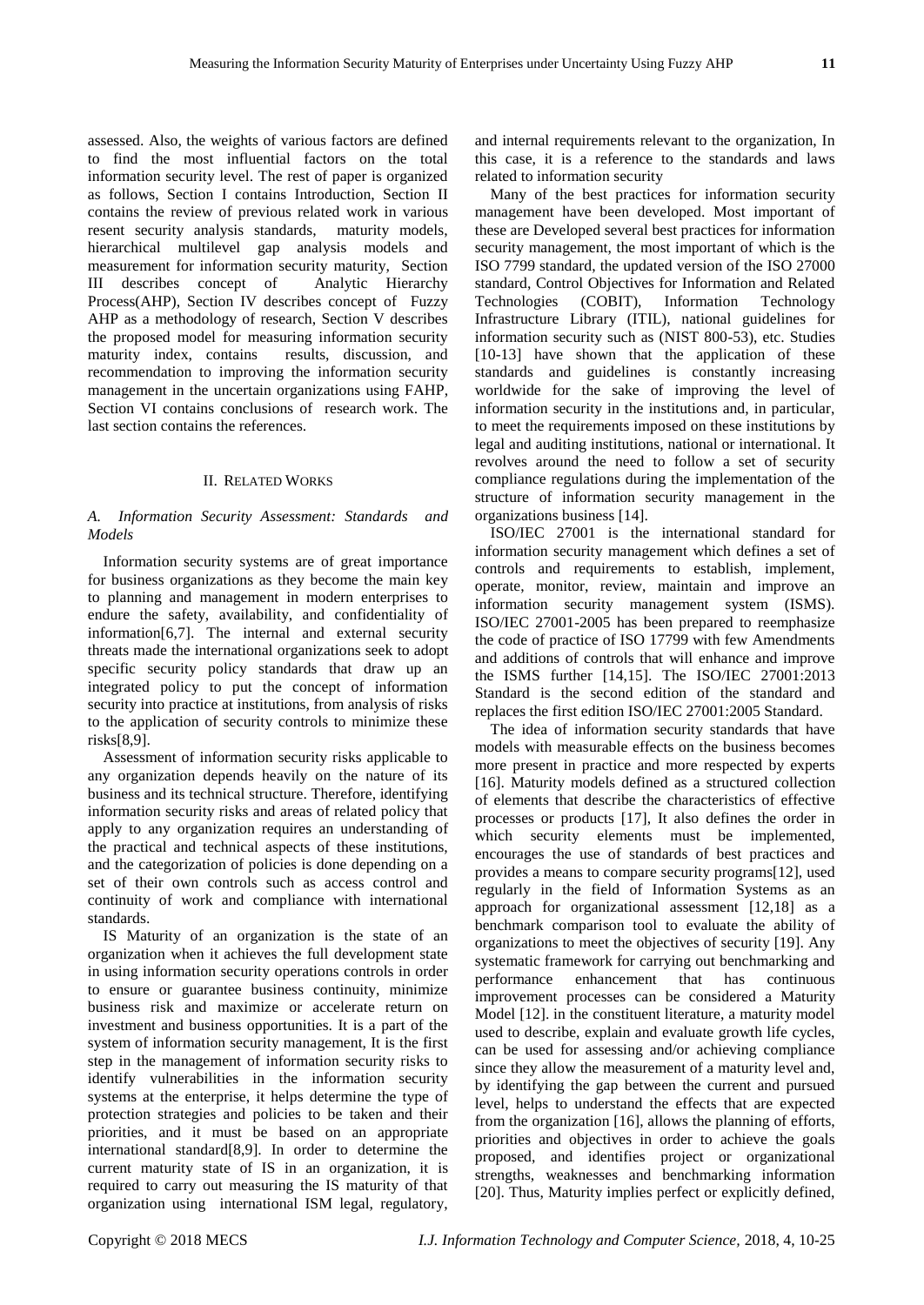assessed. Also, the weights of various factors are defined to find the most influential factors on the total information security level. The rest of paper is organized as follows, Section I contains Introduction, Section II contains the review of previous related work in various resent security analysis standards, maturity models, hierarchical multilevel gap analysis models and measurement for information security maturity, Section III describes concept of Analytic Hierarchy Process(AHP), Section IV describes concept of Fuzzy AHP as a methodology of research, Section V describes the proposed model for measuring information security maturity index, contains results, discussion, and recommendation to improving the information security management in the uncertain organizations using FAHP, Section VI contains conclusions of research work. The last section contains the references.

## II. Related Works

### *A. Information Security Assessment: Standards and Models*

Information security systems are of great importance for business organizations as they become the main key to planning and management in modern enterprises to endure the safety, availability, and confidentiality of information[6,7]. The internal and external security threats made the international organizations seek to adopt specific security policy standards that draw up an integrated policy to put the concept of information security into practice at institutions, from analysis of risks to the application of security controls to minimize these risks[8,9].

Assessment of information security risks applicable to any organization depends heavily on the nature of its business and its technical structure. Therefore, identifying information security risks and areas of related policy that apply to any organization requires an understanding of the practical and technical aspects of these institutions, and the categorization of policies is done depending on a set of their own controls such as access control and continuity of work and compliance with international standards.

IS Maturity of an organization is the state of an organization when it achieves the full development state in using information security operations controls in order to ensure or guarantee business continuity, minimize business risk and maximize or accelerate return on investment and business opportunities. It is a part of the system of information security management, It is the first step in the management of information security risks to identify vulnerabilities in the information security systems at the enterprise, it helps determine the type of protection strategies and policies to be taken and their priorities, and it must be based on an appropriate international standard[8,9]. In order to determine the current maturity state of IS in an organization, it is required to carry out measuring the IS maturity of that organization using international ISM legal, regulatory, and internal requirements relevant to the organization, In this case, it is a reference to the standards and laws related to information security

Many of the best practices for information security management have been developed. Most important of these are Developed several best practices for information security management, the most important of which is the ISO 7799 standard, the updated version of the ISO 27000 standard, Control Objectives for Information and Related Technologies (COBIT), Information Technology Infrastructure Library (ITIL), national guidelines for information security such as (NIST 800-53), etc. Studies [10-13] have shown that the application of these standards and guidelines is constantly increasing worldwide for the sake of improving the level of information security in the institutions and, in particular, to meet the requirements imposed on these institutions by legal and auditing institutions, national or international. It revolves around the need to follow a set of security compliance regulations during the implementation of the structure of information security management in the organizations business [14].

ISO/IEC 27001 is the international standard for information security management which defines a set of controls and requirements to establish, implement, operate, monitor, review, maintain and improve an information security management system (ISMS). ISO/IEC 27001-2005 has been prepared to reemphasize the code of practice of ISO 17799 with few Amendments and additions of controls that will enhance and improve the ISMS further [14,15]. The ISO/IEC 27001:2013 Standard is the second edition of the standard and replaces the first edition ISO/IEC 27001:2005 Standard.

The idea of information security standards that have models with measurable effects on the business becomes more present in practice and more respected by experts [16]. Maturity models defined as a structured collection of elements that describe the characteristics of effective processes or products [17], It also defines the order in which security elements must be implemented, encourages the use of standards of best practices and provides a means to compare security programs[12], used regularly in the field of Information Systems as an approach for organizational assessment [12,18] as a benchmark comparison tool to evaluate the ability of organizations to meet the objectives of security [19]. Any systematic framework for carrying out benchmarking and performance enhancement that has continuous improvement processes can be considered a Maturity Model [12]. in the constituent literature, a maturity model used to describe, explain and evaluate growth life cycles, can be used for assessing and/or achieving compliance since they allow the measurement of a maturity level and, by identifying the gap between the current and pursued level, helps to understand the effects that are expected from the organization [16], allows the planning of efforts, priorities and objectives in order to achieve the goals proposed, and identifies project or organizational strengths, weaknesses and benchmarking information [20]. Thus, Maturity implies perfect or explicitly defined,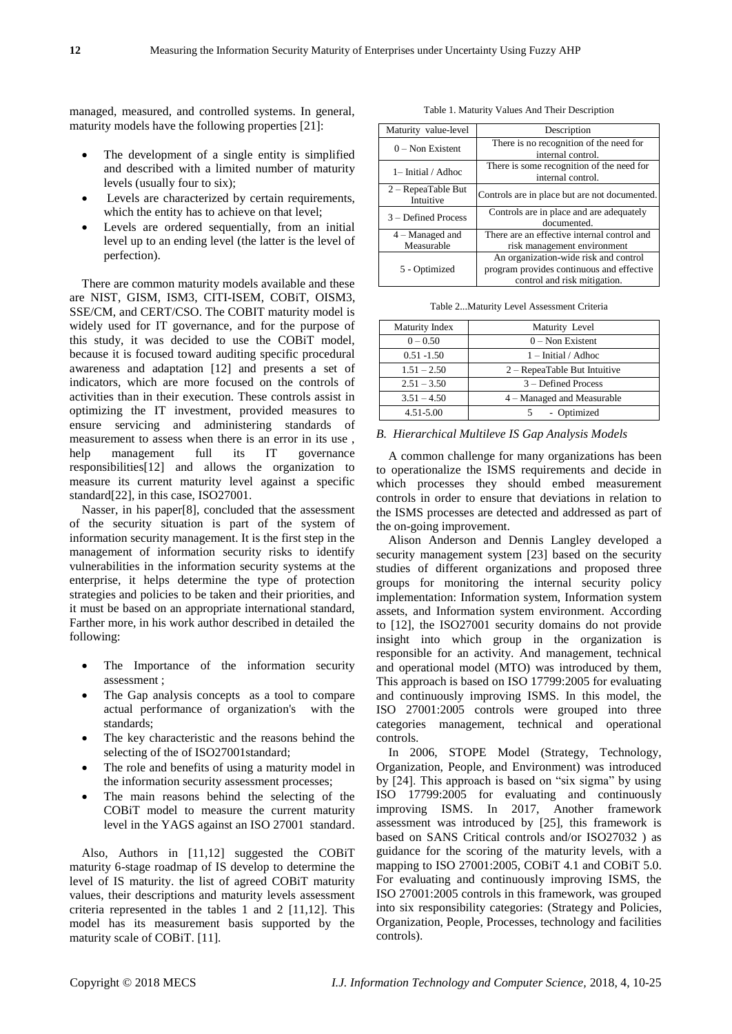managed, measured, and controlled systems. In general, maturity models have the following properties [21]:

- The development of a single entity is simplified and described with a limited number of maturity levels (usually four to six);
- Levels are characterized by certain requirements, which the entity has to achieve on that level;
- Levels are ordered sequentially, from an initial level up to an ending level (the latter is the level of perfection).

There are common maturity models available and these are NIST, GISM, ISM3, CITI-ISEM, COBiT, OISM3, SSE/CM, and CERT/CSO. The COBIT maturity model is widely used for IT governance, and for the purpose of this study, it was decided to use the COBiT model, because it is focused toward auditing specific procedural awareness and adaptation [12] and presents a set of indicators, which are more focused on the controls of activities than in their execution. These controls assist in optimizing the IT investment, provided measures to ensure servicing and administering standards of measurement to assess when there is an error in its use , help management full its IT governance responsibilities[12] and allows the organization to measure its current maturity level against a specific standard[22], in this case, ISO27001.

Nasser, in his paper[8], concluded that the assessment of the security situation is part of the system of information security management. It is the first step in the management of information security risks to identify vulnerabilities in the information security systems at the enterprise, it helps determine the type of protection strategies and policies to be taken and their priorities, and it must be based on an appropriate international standard, Farther more, in his work author described in detailed the following:

- The Importance of the information security assessment ;
- The Gap analysis concepts as a tool to compare actual performance of organization's with the standards;
- The key characteristic and the reasons behind the selecting of the of ISO27001standard;
- The role and benefits of using a maturity model in the information security assessment processes;
- The main reasons behind the selecting of the COBiT model to measure the current maturity level in the YAGS against an ISO 27001 standard.

Also, Authors in [11,12] suggested the COBiT maturity 6-stage roadmap of IS develop to determine the level of IS maturity. the list of agreed COBiT maturity values, their descriptions and maturity levels assessment criteria represented in the tables 1 and 2 [11,12]. This model has its measurement basis supported by the maturity scale of COBiT. [11].

Table 1. Maturity Values And Their Description

| Maturity value-level | Description |
|---|---|
| 0 – Non Existent | There is no recognition of the need for internal control. |
| 1– Initial / Adhoc | There is some recognition of the need for internal control. |
| 2 – RepeaTable But Intuitive | Controls are in place but are not documented. |
| 3 – Defined Process | Controls are in place and are adequately documented. |
| 4 – Managed and Measurable | There are an effective internal control and risk management environment |
| 5 - Optimized | An organization-wide risk and control program provides continuous and effective control and risk mitigation. |

Table 2...Maturity Level Assessment Criteria

| Maturity Index | Maturity Level |
|---|---|
| 0 – 0.50 | 0 – Non Existent |
| 0.51 -1.50 | 1 – Initial / Adhoc |
| 1.51 – 2.50 | 2 – RepeaTable But Intuitive |
| 2.51 – 3.50 | 3 – Defined Process |
| 3.51 – 4.50 | 4 – Managed and Measurable |
| 4.51-5.00 | 5 - Optimized |

### *B. Hierarchical Multileve IS Gap Analysis Models*

A common challenge for many organizations has been to operationalize the ISMS requirements and decide in which processes they should embed measurement controls in order to ensure that deviations in relation to the ISMS processes are detected and addressed as part of the on-going improvement.

Alison Anderson and Dennis Langley developed a security management system [23] based on the security studies of different organizations and proposed three groups for monitoring the internal security policy implementation: Information system, Information system assets, and Information system environment. According to [12], the ISO27001 security domains do not provide insight into which group in the organization is responsible for an activity. And management, technical and operational model (MTO) was introduced by them, This approach is based on ISO 17799:2005 for evaluating and continuously improving ISMS. In this model, the ISO 27001:2005 controls were grouped into three categories management, technical and operational controls.

In 2006, STOPE Model (Strategy, Technology, Organization, People, and Environment) was introduced by [24]. This approach is based on "six sigma" by using ISO 17799:2005 for evaluating and continuously improving ISMS. In 2017, Another framework assessment was introduced by [25], this framework is based on SANS Critical controls and/or ISO27032 ) as guidance for the scoring of the maturity levels, with a mapping to ISO 27001:2005, COBiT 4.1 and COBiT 5.0. For evaluating and continuously improving ISMS, the ISO 27001:2005 controls in this framework, was grouped into six responsibility categories: (Strategy and Policies, Organization, People, Processes, technology and facilities controls).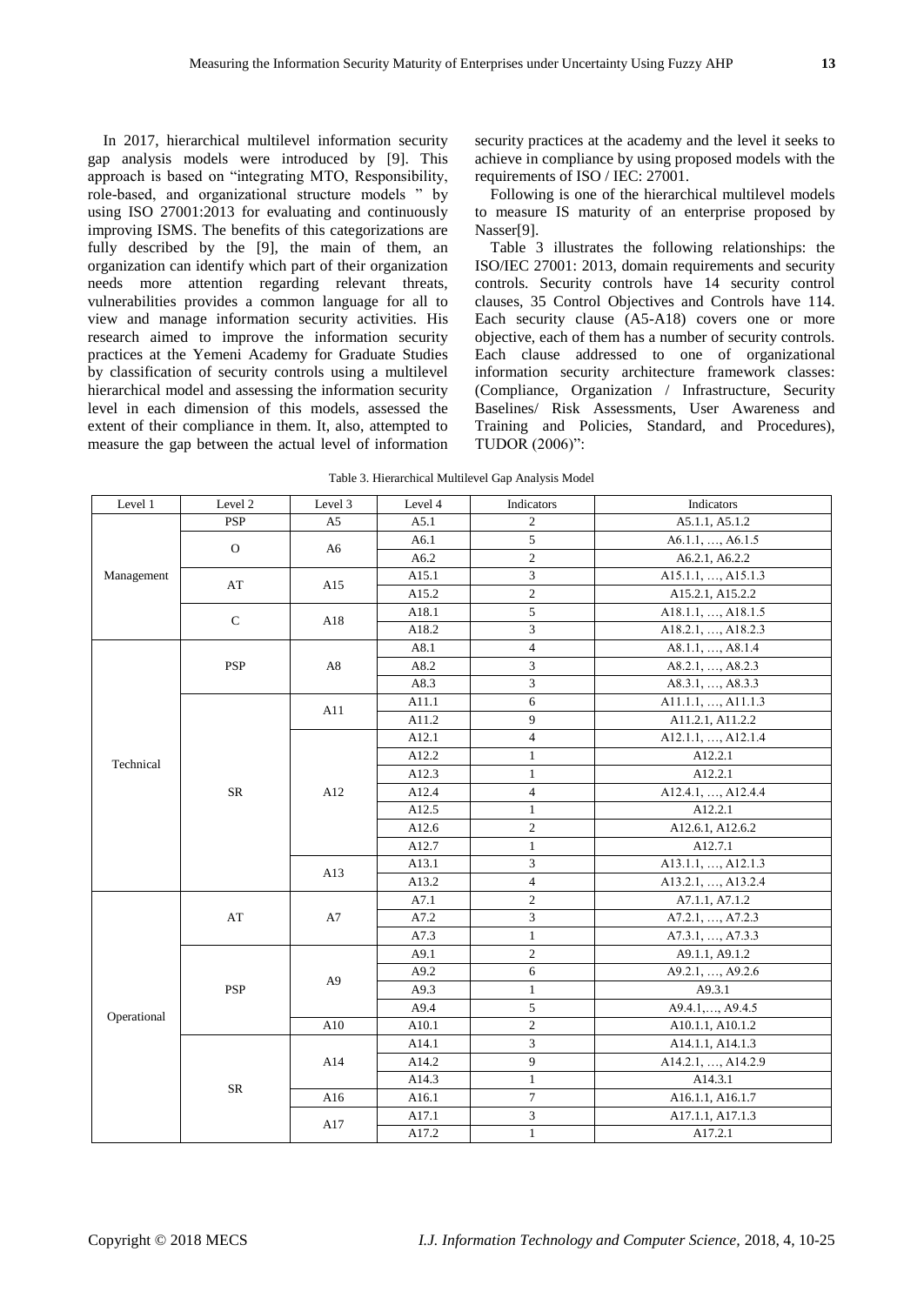In 2017, hierarchical multilevel information security gap analysis models were introduced by [9]. This approach is based on "integrating MTO, Responsibility, role-based, and organizational structure models " by using ISO 27001:2013 for evaluating and continuously improving ISMS. The benefits of this categorizations are fully described by the [9], the main of them, an organization can identify which part of their organization needs more attention regarding relevant threats, vulnerabilities provides a common language for all to view and manage information security activities. His research aimed to improve the information security practices at the Yemeni Academy for Graduate Studies by classification of security controls using a multilevel hierarchical model and assessing the information security level in each dimension of this models, assessed the extent of their compliance in them. It, also, attempted to measure the gap between the actual level of information security practices at the academy and the level it seeks to achieve in compliance by using proposed models with the requirements of ISO / IEC: 27001.

Following is one of the hierarchical multilevel models to measure IS maturity of an enterprise proposed by Nasser[9].

Table 3 illustrates the following relationships: the ISO/IEC 27001: 2013, domain requirements and security controls. Security controls have 14 security control clauses, 35 Control Objectives and Controls have 114. Each security clause (A5-A18) covers one or more objective, each of them has a number of security controls. Each clause addressed to one of organizational information security architecture framework classes: (Compliance, Organization / Infrastructure, Security Baselines/ Risk Assessments, User Awareness and Training and Policies, Standard, and Procedures), TUDOR (2006)":

Table 3. Hierarchical Multilevel Gap Analysis Model

| Level 1 | Level 2 | Level 3 | Level 4 | Indicators | Indicators |
|---|---|---|---|---|---|
| Management | PSP | A5 | A5.1 | 2 | A5.1.1, A5.1.2 |
| | O | A6 | A6.1 | 5 | A6.1.1, …, A6.1.5 |
| | | | A6.2 | 2 | A6.2.1, A6.2.2 |
| | AT | A15 | A15.1 | 3 | A15.1.1, …, A15.1.3 |
| | | | A15.2 | 2 | A15.2.1, A15.2.2 |
| | C | A18 | A18.1 | 5 | A18.1.1, …, A18.1.5 |
| | | | A18.2 | 3 | A18.2.1, …, A18.2.3 |
| Technical | PSP | A8 | A8.1 | 4 | A8.1.1, …, A8.1.4 |
| | | | A8.2 | 3 | A8.2.1, …, A8.2.3 |
| | | | A8.3 | 3 | A8.3.1, …, A8.3.3 |
| | SR | A11 | A11.1 | 6 | A11.1.1, …, A11.1.3 |
| | | | A11.2 | 9 | A11.2.1, A11.2.2 |
| | | A12 | A12.1 | 4 | A12.1.1, …, A12.1.4 |
| | | | A12.2 | 1 | A12.2.1 |
| | | | A12.3 | 1 | A12.2.1 |
| | | | A12.4 | 4 | A12.4.1, …, A12.4.4 |
| | | | A12.5 | 1 | A12.2.1 |
| | | | A12.6 | 2 | A12.6.1, A12.6.2 |
| | | | A12.7 | 1 | A12.7.1 |
| | | A13 | A13.1 | 3 | A13.1.1, …, A12.1.3 |
| | | | A13.2 | 4 | A13.2.1, …, A13.2.4 |
| Operational | AT | A7 | A7.1 | 2 | A7.1.1, A7.1.2 |
| | | | A7.2 | 3 | A7.2.1, …, A7.2.3 |
| | | | A7.3 | 1 | A7.3.1, …, A7.3.3 |
| | PSP | A9 | A9.1 | 2 | A9.1.1, A9.1.2 |
| | | | A9.2 | 6 | A9.2.1, …, A9.2.6 |
| | | | A9.3 | 1 | A9.3.1 |
| | | | A9.4 | 5 | A9.4.1,…, A9.4.5 |
| | | A10 | A10.1 | 2 | A10.1.1, A10.1.2 |
| | SR | A14 | A14.1 | 3 | A14.1.1, A14.1.3 |
| | | | A14.2 | 9 | A14.2.1, …, A14.2.9 |
| | | | A14.3 | 1 | A14.3.1 |
| | | A16 | A16.1 | 7 | A16.1.1, A16.1.7 |
| | | A17 | A17.1 | 3 | A17.1.1, A17.1.3 |
| | | | A17.2 | 1 | A17.2.1 |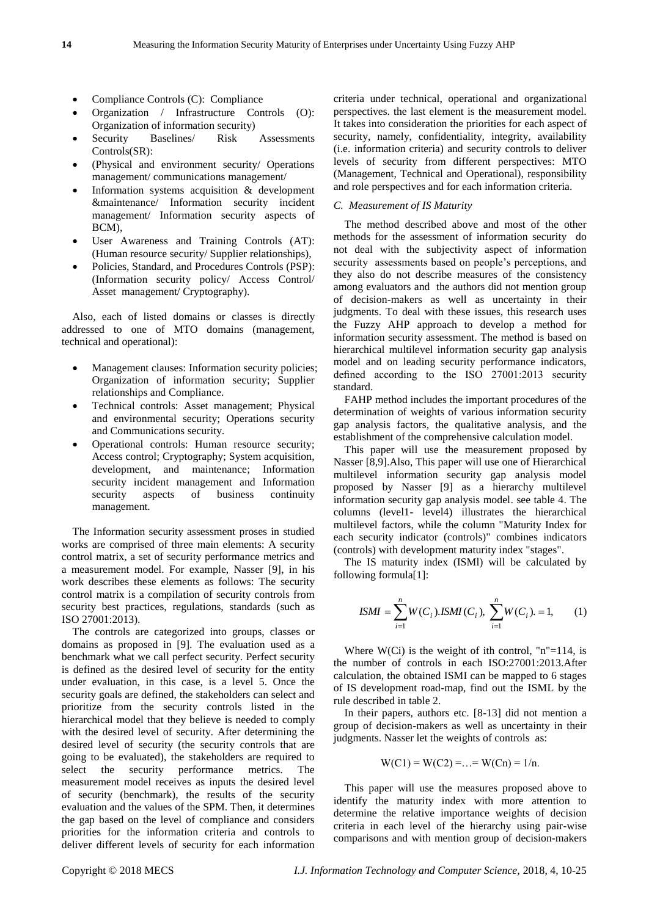- Compliance Controls (C): Compliance
- Organization / Infrastructure Controls (O): Organization of information security)
- Security Baselines/ Risk Assessments Controls(SR):
- (Physical and environment security/ Operations management/ communications management/
- Information systems acquisition & development &maintenance/ Information security incident management/ Information security aspects of BCM),
- User Awareness and Training Controls (AT): (Human resource security/ Supplier relationships),
- Policies, Standard, and Procedures Controls (PSP): (Information security policy/ Access Control/ Asset management/ Cryptography).

Also, each of listed domains or classes is directly addressed to one of MTO domains (management, technical and operational):

- Management clauses: Information security policies; Organization of information security; Supplier relationships and Compliance.
- Technical controls: Asset management; Physical and environmental security; Operations security and Communications security.
- Operational controls: Human resource security; Access control; Cryptography; System acquisition, development, and maintenance; Information security incident management and Information security aspects of business continuity management.

The Information security assessment proses in studied works are comprised of three main elements: A security control matrix, a set of security performance metrics and a measurement model. For example, Nasser [9], in his work describes these elements as follows: The security control matrix is a compilation of security controls from security best practices, regulations, standards (such as ISO 27001:2013).

The controls are categorized into groups, classes or domains as proposed in [9]. The evaluation used as a benchmark what we call perfect security. Perfect security is defined as the desired level of security for the entity under evaluation, in this case, is a level 5. Once the security goals are defined, the stakeholders can select and prioritize from the security controls listed in the hierarchical model that they believe is needed to comply with the desired level of security. After determining the desired level of security (the security controls that are going to be evaluated), the stakeholders are required to select the security performance metrics. The measurement model receives as inputs the desired level of security (benchmark), the results of the security evaluation and the values of the SPM. Then, it determines the gap based on the level of compliance and considers priorities for the information criteria and controls to deliver different levels of security for each information criteria under technical, operational and organizational perspectives. the last element is the measurement model. It takes into consideration the priorities for each aspect of security, namely, confidentiality, integrity, availability (i.e. information criteria) and security controls to deliver levels of security from different perspectives: MTO (Management, Technical and Operational), responsibility and role perspectives and for each information criteria.

### *C. Measurement of IS Maturity*

The method described above and most of the other methods for the assessment of information security do not deal with the subjectivity aspect of information security assessments based on people's perceptions, and they also do not describe measures of the consistency among evaluators and the authors did not mention group of decision-makers as well as uncertainty in their judgments. To deal with these issues, this research uses the Fuzzy AHP approach to develop a method for information security assessment. The method is based on hierarchical multilevel information security gap analysis model and on leading security performance indicators, defined according to the ISO 27001:2013 security standard.

FAHP method includes the important procedures of the determination of weights of various information security gap analysis factors, the qualitative analysis, and the establishment of the comprehensive calculation model.

This paper will use the measurement proposed by Nasser [8,9].Also, This paper will use one of Hierarchical multilevel information security gap analysis model proposed by Nasser [9] as a hierarchy multilevel information security gap analysis model. see table 4. The columns (level1- level4) illustrates the hierarchical multilevel factors, while the column "Maturity Index for each security indicator (controls)" combines indicators (controls) with development maturity index "stages".

The IS maturity index (ISMl) will be calculated by following formula[1]:

$$ISMI = \sum_{i=1}^{n} W(C_i).ISMI(C_i), \ \sum_{i=1}^{n} W(C_i). = 1, \qquad (1)$$

Where W(Ci) is the weight of ith control, "n"=114, is the number of controls in each ISO:27001:2013.After calculation, the obtained ISMI can be mapped to 6 stages of IS development road-map, find out the ISML by the rule described in table 2.

In their papers, authors etc. [8-13] did not mention a group of decision-makers as well as uncertainty in their judgments. Nasser let the weights of controls as:

$$W(C1) = W(C2) = \ldots = W(Cn) = 1/n.$$

This paper will use the measures proposed above to identify the maturity index with more attention to determine the relative importance weights of decision criteria in each level of the hierarchy using pair-wise comparisons and with mention group of decision-makers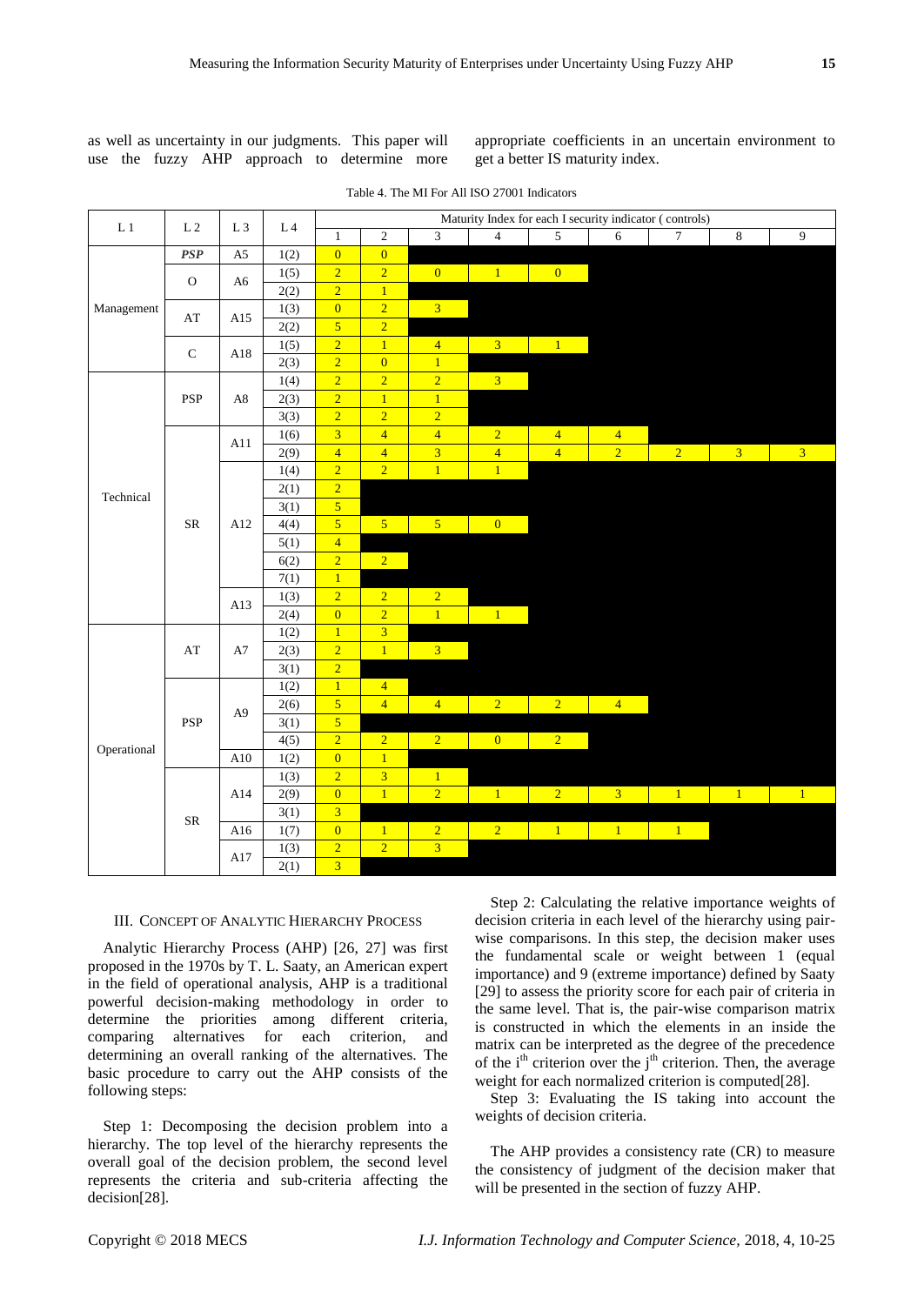as well as uncertainty in our judgments. This paper will use the fuzzy AHP approach to determine more appropriate coefficients in an uncertain environment to get a better IS maturity index.

Table 4. The MI For All ISO 27001 Indicators

| L 1 | L 2 | L 3 | L 4 | Maturity Index for each I security indicator ( controls) | | | | | | | | |
|---|---|---|---|---|---|---|---|---|---|---|---|---|
| | | | | 1 | 2 | 3 | 4 | 5 | 6 | 7 | 8 | 9 |
| Management | ***PSP*** | A5 | 1(2) | 0 | 0 | | | | | | | |
| | O | A6 | 1(5) | 2 | 2 | 0 | 1 | 0 | | | | |
| | | | 2(2) | 2 | 1 | | | | | | | |
| | AT | A15 | 1(3) | 0 | 2 | 3 | | | | | | |
| | | | 2(2) | 5 | 2 | | | | | | | |
| | C | A18 | 1(5) | 2 | 1 | 4 | 3 | 1 | | | | |
| | | | 2(3) | 2 | 0 | 1 | | | | | | |
| Technical | PSP | A8 | 1(4) | 2 | 2 | 2 | 3 | | | | | |
| | | | 2(3) | 2 | 1 | 1 | | | | | | |
| | | | 3(3) | 2 | 2 | 2 | | | | | | |
| | SR | A11 | 1(6) | 3 | 4 | 4 | 2 | 4 | 4 | | | |
| | | | 2(9) | 4 | 4 | 3 | 4 | 4 | 2 | 2 | 3 | 3 |
| | | A12 | 1(4) | 2 | 2 | 1 | 1 | | | | | |
| | | | 2(1) | 2 | | | | | | | | |
| | | | 3(1) | 5 | | | | | | | | |
| | | | 4(4) | 5 | 5 | 5 | 0 | | | | | |
| | | | 5(1) | 4 | | | | | | | | |
| | | | 6(2) | 2 | 2 | | | | | | | |
| | | | 7(1) | 1 | | | | | | | | |
| | | A13 | 1(3) | 2 | 2 | 2 | | | | | | |
| | | | 2(4) | 0 | 2 | 1 | 1 | | | | | |
| Operational | AT | A7 | 1(2) | 1 | 3 | | | | | | | |
| | | | 2(3) | 2 | 1 | 3 | | | | | | |
| | | | 3(1) | 2 | | | | | | | | |
| | PSP | A9 | 1(2) | 1 | 4 | | | | | | | |
| | | | 2(6) | 5 | 4 | 4 | 2 | 2 | 4 | | | |
| | | | 3(1) | 5 | | | | | | | | |
| | | | 4(5) | 2 | 2 | 2 | 0 | 2 | | | | |
| | | A10 | 1(2) | 0 | 1 | | | | | | | |
| | SR | A14 | 1(3) | 2 | 3 | 1 | | | | | | |
| | | | 2(9) | 0 | 1 | 2 | 1 | 2 | 3 | 1 | 1 | 1 |
| | | | 3(1) | 3 | | | | | | | | |
| | | A16 | 1(7) | 0 | 1 | 2 | 2 | 1 | 1 | 1 | | |
| | | A17 | 1(3) | 2 | 2 | 3 | | | | | | |
| | | | 2(1) | 3 | | | | | | | | |

## III. Concept of Analytic Hierarchy Process

Analytic Hierarchy Process (AHP) [26, 27] was first proposed in the 1970s by T. L. Saaty, an American expert in the field of operational analysis, AHP is a traditional powerful decision-making methodology in order to determine the priorities among different criteria, comparing alternatives for each criterion, and determining an overall ranking of the alternatives. The basic procedure to carry out the AHP consists of the following steps:

Step 1: Decomposing the decision problem into a hierarchy. The top level of the hierarchy represents the overall goal of the decision problem, the second level represents the criteria and sub-criteria affecting the decision[28].

Step 2: Calculating the relative importance weights of decision criteria in each level of the hierarchy using pair-wise comparisons. In this step, the decision maker uses the fundamental scale or weight between 1 (equal importance) and 9 (extreme importance) defined by Saaty [29] to assess the priority score for each pair of criteria in the same level. That is, the pair-wise comparison matrix is constructed in which the elements in an inside the matrix can be interpreted as the degree of the precedence of the $i^{th}$ criterion over the $j^{th}$ criterion. Then, the average weight for each normalized criterion is computed[28].

Step 3: Evaluating the IS taking into account the weights of decision criteria.

The AHP provides a consistency rate (CR) to measure the consistency of judgment of the decision maker that will be presented in the section of fuzzy AHP.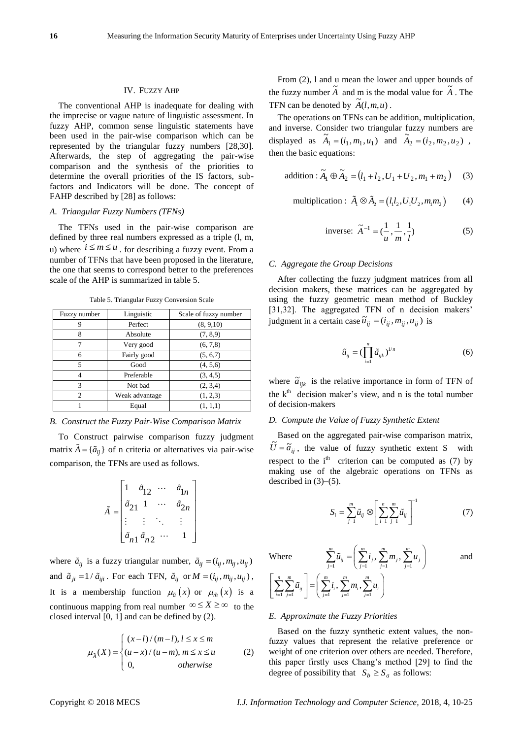## IV. FUZZY AHP

The conventional AHP is inadequate for dealing with the imprecise or vague nature of linguistic assessment. In fuzzy AHP, common sense linguistic statements have been used in the pair-wise comparison which can be represented by the triangular fuzzy numbers [28,30]. Afterwards, the step of aggregating the pair-wise comparison and the synthesis of the priorities to determine the overall priorities of the IS factors, sub-factors and Indicators will be done. The concept of FAHP described by [28] as follows:

### *A. Triangular Fuzzy Numbers (TFNs)*

The TFNs used in the pair-wise comparison are defined by three real numbers expressed as a triple (l, m, u) where $i \le m \le u$ . for describing a fuzzy event. From a number of TFNs that have been proposed in the literature, the one that seems to correspond better to the preferences scale of the AHP is summarized in table 5.

Table 5. Triangular Fuzzy Conversion Scale

| Fuzzy number | Linguistic | Scale of fuzzy number |
|---|---|---|
| 9 | Perfect | (8, 9,10) |
| 8 | Absolute | (7, 8,9) |
| 7 | Very good | (6, 7,8) |
| 6 | Fairly good | (5, 6,7) |
| 5 | Good | (4, 5,6) |
| 4 | Preferable | (3, 4,5) |
| 3 | Not bad | (2, 3,4) |
| 2 | Weak advantage | (1, 2,3) |
| 1 | Equal | (1, 1,1) |

### *B. Construct the Fuzzy Pair-Wise Comparison Matrix*

To Construct pairwise comparison fuzzy judgment matrix $\tilde{A} = \{\tilde{a}_{ij}\}$ of n criteria or alternatives via pair-wise comparison, the TFNs are used as follows.

$$\tilde{A} = \begin{bmatrix} 1 & \tilde{a}_{12} & \cdots & \tilde{a}_{1n} \\ \tilde{a}_{21} & 1 & \cdots & \tilde{a}_{2n} \\ \vdots & \vdots & \ddots & \vdots \\ \tilde{a}_{n1} & \tilde{a}_{n2} & \cdots & 1 \end{bmatrix}$$

where $\tilde{a}_{ij}$ is a fuzzy triangular number, $\tilde{a}_{ij} = (i_{ij}, m_{ij}, u_{ij})$ and $\tilde{a}_{ji} = 1/\tilde{a}_{iji}$. For each TFN, $\tilde{a}_{ij}$ or $M = (i_{ij}, m_{ij}, u_{ij})$, It is a membership function $\mu_{\tilde{a}}(x)$ or $\mu_{\tilde{m}}(x)$ is a continuous mapping from real number $\infty \le X \ge \infty$ to the closed interval [0, 1] and can be defined by (2).

$$\mu_{\tilde{A}}(X) = \begin{cases} (x-l)/(m-l), & l \le x \le m \\ (u-x)/(u-m), & m \le x \le u \\ 0, & otherwise \end{cases} \quad (2)$$

From (2), l and u mean the lower and upper bounds of the fuzzy number $\tilde{A}$ and m is the modal value for $\tilde{A}$. The TFN can be denoted by $\tilde{A}(l,m,u)$.

The operations on TFNs can be addition, multiplication, and inverse. Consider two triangular fuzzy numbers are displayed as $\tilde{A}_1 = (i_1, m_1, u_1)$ and $\tilde{A}_2 = (i_2, m_2, u_2)$ , then the basic equations:

$$\text{addition}: \tilde{A}_1 \oplus \tilde{A}_2 = (l_1 + l_2, U_1 + U_2, m_1 + m_2) \quad (3)$$

$$\text{multiplication}: \tilde{A}_1 \otimes \tilde{A}_2 = (l_1 l_2, U_1 U_2, m_1 m_2) \quad (4)$$

$$\text{inverse}: \tilde{A}^{-1} = (\frac{1}{u}, \frac{1}{m}, \frac{1}{l}) \quad (5)$$

### *C. Aggregate the Group Decisions*

After collecting the fuzzy judgment matrices from all decision makers, these matrices can be aggregated by using the fuzzy geometric mean method of Buckley [31,32]. The aggregated TFN of n decision makers' judgment in a certain case $\tilde{u}_{ij} = (i_{ij}, m_{ij}, u_{ij})$ is

$$\tilde{u}_{ij} = (\prod_{i=1}^{n} \tilde{a}_{ijk})^{1/n} \quad (6)$$

where $\tilde{a}_{ijk}$ is the relative importance in form of TFN of the k[th] decision maker's view, and n is the total number of decision-makers

### *D. Compute the Value of Fuzzy Synthetic Extent*

Based on the aggregated pair-wise comparison matrix, $\tilde{U} = \tilde{a}_{ij}$, the value of fuzzy synthetic extent S with respect to the i[th] criterion can be computed as (7) by making use of the algebraic operations on TFNs as described in (3)–(5).

$$S_i = \sum_{j=1}^{m} \tilde{u}_{ij} \otimes \left[ \sum_{i=1}^{n} \sum_{j=1}^{m} \tilde{u}_{ij} \right]^{-1} \quad (7)$$

Where $\sum_{j=1}^{m} \tilde{u}_{ij} = \left( \sum_{j=1}^{m} i_j, \sum_{j=1}^{m} m_j, \sum_{j=1}^{m} u_j \right)$ and $\left[ \sum_{i=1}^{n} \sum_{j=1}^{m} \tilde{u}_{ij} \right] = \left( \sum_{j=1}^{m} i_i, \sum_{j=1}^{m} m_i, \sum_{j=1}^{m} u_i \right)$

### *E. Approximate the Fuzzy Priorities*

Based on the fuzzy synthetic extent values, the non-fuzzy values that represent the relative preference or weight of one criterion over others are needed. Therefore, this paper firstly uses Chang's method [29] to find the degree of possibility that $S_b \ge S_a$ as follows: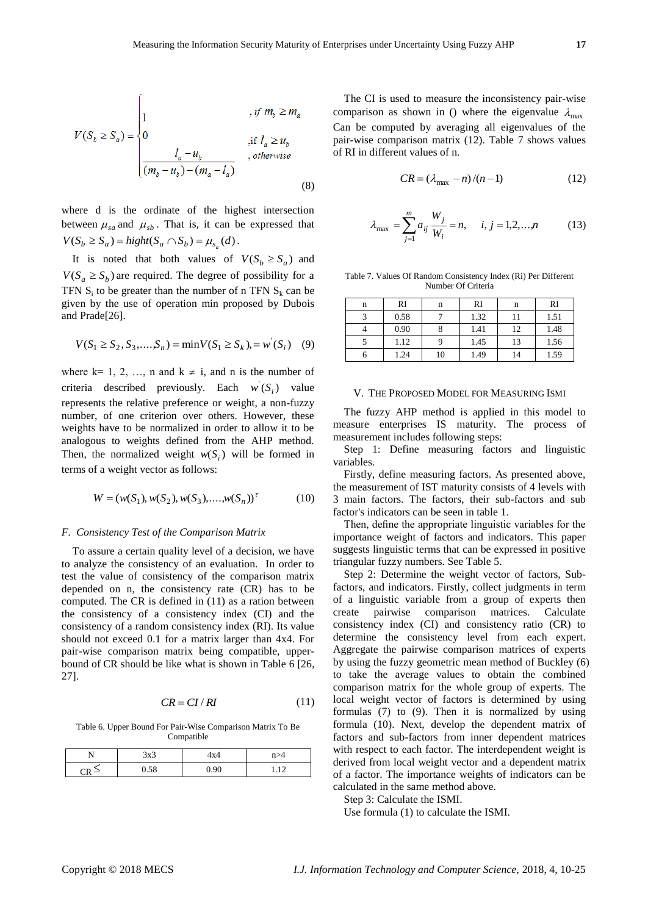$$V(S_b \geq S_a) = \begin{cases} 1 & , if\ m_b \geq m_a \\ 0 & ,if\ l_a \geq u_b \\ \dfrac{l_a - u_b}{(m_b - u_b) - (m_a - l_a)} & , otherwise \end{cases} \quad (8)$$

where d is the ordinate of the highest intersection between $\mu_{sa}$ and $\mu_{sb}$. That is, it can be expressed that $V(S_b \geq S_a) = hight(S_a \cap S_b) = \mu_{s_a}(d)$.

It is noted that both values of $V(S_b \geq S_a)$ and $V(S_a \geq S_b)$ are required. The degree of possibility for a TFN $S_i$ to be greater than the number of n TFN $S_k$ can be given by the use of operation min proposed by Dubois and Prade[26].

$$V(S_1 \geq S_2, S_3, \ldots, S_n) = \min V(S_1 \geq S_k), = w'(S_i) \quad (9)$$

where k= 1, 2, …, n and k ≠ i, and n is the number of criteria described previously. Each $w'(S_i)$ value represents the relative preference or weight, a non-fuzzy number, of one criterion over others. However, these weights have to be normalized in order to allow it to be analogous to weights defined from the AHP method. Then, the normalized weight $w(S_i)$ will be formed in terms of a weight vector as follows:

$$W = (w(S_1), w(S_2), w(S_3), \ldots, w(S_n))^{\tau} \quad (10)$$

### F. Consistency Test of the Comparison Matrix

To assure a certain quality level of a decision, we have to analyze the consistency of an evaluation. In order to test the value of consistency of the comparison matrix depended on n, the consistency rate (CR) has to be computed. The CR is defined in (11) as a ration between the consistency of a consistency index (CI) and the consistency of a random consistency index (RI). Its value should not exceed 0.1 for a matrix larger than 4x4. For pair-wise comparison matrix being compatible, upper-bound of CR should be like what is shown in Table 6 [26, 27].

$$CR = CI / RI \quad (11)$$

Table 6. Upper Bound For Pair-Wise Comparison Matrix To Be Compatible

| N | 3x3 | 4x4 | n>4 |
|---|---|---|---|
| CR ≤ | 0.58 | 0.90 | 1.12 |

The CI is used to measure the inconsistency pair-wise comparison as shown in () where the eigenvalue $\lambda_{\max}$ Can be computed by averaging all eigenvalues of the pair-wise comparison matrix (12). Table 7 shows values of RI in different values of n.

$$CR = (\lambda_{\max} - n)/(n-1) \quad (12)$$

$$\lambda_{\max} = \sum_{j=1}^{m} a_{ij} \frac{W_j}{W_i} = n, \quad i, j = 1,2,\ldots,n \quad (13)$$

Table 7. Values Of Random Consistency Index (Ri) Per Different Number Of Criteria

| n | RI | n | RI | n | RI |
|---|---|---|---|---|---|
| 3 | 0.58 | 7 | 1.32 | 11 | 1.51 |
| 4 | 0.90 | 8 | 1.41 | 12 | 1.48 |
| 5 | 1.12 | 9 | 1.45 | 13 | 1.56 |
| 6 | 1.24 | 10 | 1.49 | 14 | 1.59 |

## V. The Proposed Model for Measuring ISMI

The fuzzy AHP method is applied in this model to measure enterprises IS maturity. The process of measurement includes following steps:

Step 1: Define measuring factors and linguistic variables.

Firstly, define measuring factors. As presented above, the measurement of IST maturity consists of 4 levels with 3 main factors. The factors, their sub-factors and sub factor's indicators can be seen in table 1.

Then, define the appropriate linguistic variables for the importance weight of factors and indicators. This paper suggests linguistic terms that can be expressed in positive triangular fuzzy numbers. See Table 5.

Step 2: Determine the weight vector of factors, Sub-factors, and indicators. Firstly, collect judgments in term of a linguistic variable from a group of experts then create pairwise comparison matrices. Calculate consistency index (CI) and consistency ratio (CR) to determine the consistency level from each expert. Aggregate the pairwise comparison matrices of experts by using the fuzzy geometric mean method of Buckley (6) to take the average values to obtain the combined comparison matrix for the whole group of experts. The local weight vector of factors is determined by using formulas (7) to (9). Then it is normalized by using formula (10). Next, develop the dependent matrix of factors and sub-factors from inner dependent matrices with respect to each factor. The interdependent weight is derived from local weight vector and a dependent matrix of a factor. The importance weights of indicators can be calculated in the same method above.

Step 3: Calculate the ISMI.

Use formula (1) to calculate the ISMI.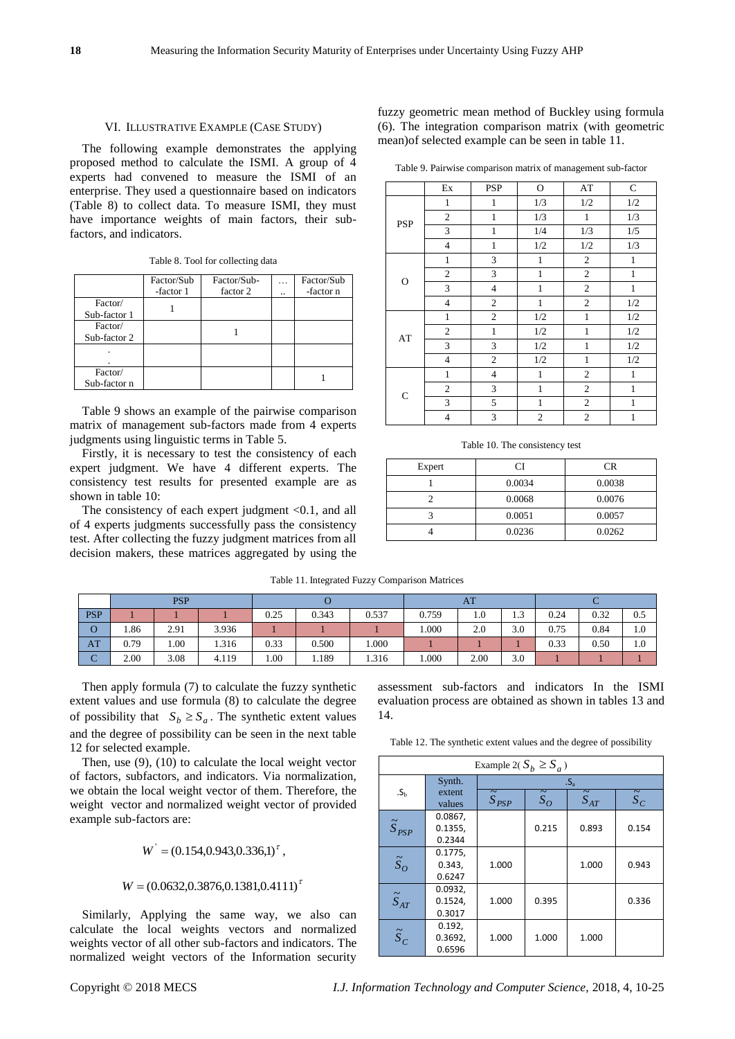## VI. ILLUSTRATIVE EXAMPLE (CASE STUDY)

The following example demonstrates the applying proposed method to calculate the ISMI. A group of 4 experts had convened to measure the ISMI of an enterprise. They used a questionnaire based on indicators (Table 8) to collect data. To measure ISMI, they must have importance weights of main factors, their sub-factors, and indicators.

Table 8. Tool for collecting data

| | Factor/Sub-factor 1 | Factor/Sub-factor 2 | … .. | Factor/Sub-factor n |
|---|---|---|---|---|
| Factor/ Sub-factor 1 | 1 | | | |
| Factor/ Sub-factor 2 | | 1 | | |
| . . | | | | |
| Factor/ Sub-factor n | | | | 1 |

Table 9 shows an example of the pairwise comparison matrix of management sub-factors made from 4 experts judgments using linguistic terms in Table 5.

Firstly, it is necessary to test the consistency of each expert judgment. We have 4 different experts. The consistency test results for presented example are as shown in table 10:

The consistency of each expert judgment <0.1, and all of 4 experts judgments successfully pass the consistency test. After collecting the fuzzy judgment matrices from all decision makers, these matrices aggregated by using the fuzzy geometric mean method of Buckley using formula (6). The integration comparison matrix (with geometric mean)of selected example can be seen in table 11.

Table 9. Pairwise comparison matrix of management sub-factor

| | Ex | PSP | O | AT | C |
|---|---|---|---|---|---|
| PSP | 1 | 1 | 1/3 | 1/2 | 1/2 |
| | 2 | 1 | 1/3 | 1 | 1/3 |
| | 3 | 1 | 1/4 | 1/3 | 1/5 |
| | 4 | 1 | 1/2 | 1/2 | 1/3 |
| O | 1 | 3 | 1 | 2 | 1 |
| | 2 | 3 | 1 | 2 | 1 |
| | 3 | 4 | 1 | 2 | 1 |
| | 4 | 2 | 1 | 2 | 1/2 |
| AT | 1 | 2 | 1/2 | 1 | 1/2 |
| | 2 | 1 | 1/2 | 1 | 1/2 |
| | 3 | 3 | 1/2 | 1 | 1/2 |
| | 4 | 2 | 1/2 | 1 | 1/2 |
| C | 1 | 4 | 1 | 2 | 1 |
| | 2 | 3 | 1 | 2 | 1 |
| | 3 | 5 | 1 | 2 | 1 |
| | 4 | 3 | 2 | 2 | 1 |

Table 10. The consistency test

| Expert | CI | CR |
|---|---|---|
| 1 | 0.0034 | 0.0038 |
| 2 | 0.0068 | 0.0076 |
| 3 | 0.0051 | 0.0057 |
| 4 | 0.0236 | 0.0262 |

Table 11. Integrated Fuzzy Comparison Matrices

| | PSP | | | O | | | AT | | | C | | |
|---|---|---|---|---|---|---|---|---|---|---|---|---|
| PSP | 1 | 1 | 1 | 0.25 | 0.343 | 0.537 | 0.759 | 1.0 | 1.3 | 0.24 | 0.32 | 0.5 |
| O | 1.86 | 2.91 | 3.936 | 1 | 1 | 1 | 1.000 | 2.0 | 3.0 | 0.75 | 0.84 | 1.0 |
| AT | 0.79 | 1.00 | 1.316 | 0.33 | 0.500 | 1.000 | 1 | 1 | 1 | 0.33 | 0.50 | 1.0 |
| C | 2.00 | 3.08 | 4.119 | 1.00 | 1.189 | 1.316 | 1.000 | 2.00 | 3.0 | 1 | 1 | 1 |

Then apply formula (7) to calculate the fuzzy synthetic extent values and use formula (8) to calculate the degree of possibility that $S_b \geq S_a$. The synthetic extent values and the degree of possibility can be seen in the next table 12 for selected example.

Then, use (9), (10) to calculate the local weight vector of factors, subfactors, and indicators. Via normalization, we obtain the local weight vector of them. Therefore, the weight vector and normalized weight vector of provided example sub-factors are:

$$W^{'} = (0.154, 0.943, 0.336, 1)^{\tau},$$

$$W = (0.0632, 0.3876, 0.1381, 0.4111)^{\tau}$$

Similarly, Applying the same way, we also can calculate the local weights vectors and normalized weights vector of all other sub-factors and indicators. The normalized weight vectors of the Information security assessment sub-factors and indicators In the ISMI evaluation process are obtained as shown in tables 13 and 14.

Table 12. The synthetic extent values and the degree of possibility

| Example 2( $S_b \geq S_a$ ) | | | | | |
|---|---|---|---|---|---|
| $S_b$ | Synth. extent values | $S_a$ | | | |
| | | $\tilde{S}_{PSP}$ | $\tilde{S}_{O}$ | $\tilde{S}_{AT}$ | $\tilde{S}_{C}$ |
| $\tilde{S}_{PSP}$ | 0.0867, 0.1355, 0.2344 | | 0.215 | 0.893 | 0.154 |
| $\tilde{S}_{O}$ | 0.1775, 0.343, 0.6247 | 1.000 | | 1.000 | 0.943 |
| $\tilde{S}_{AT}$ | 0.0932, 0.1524, 0.3017 | 1.000 | 0.395 | | 0.336 |
| $\tilde{S}_{C}$ | 0.192, 0.3692, 0.6596 | 1.000 | 1.000 | 1.000 | |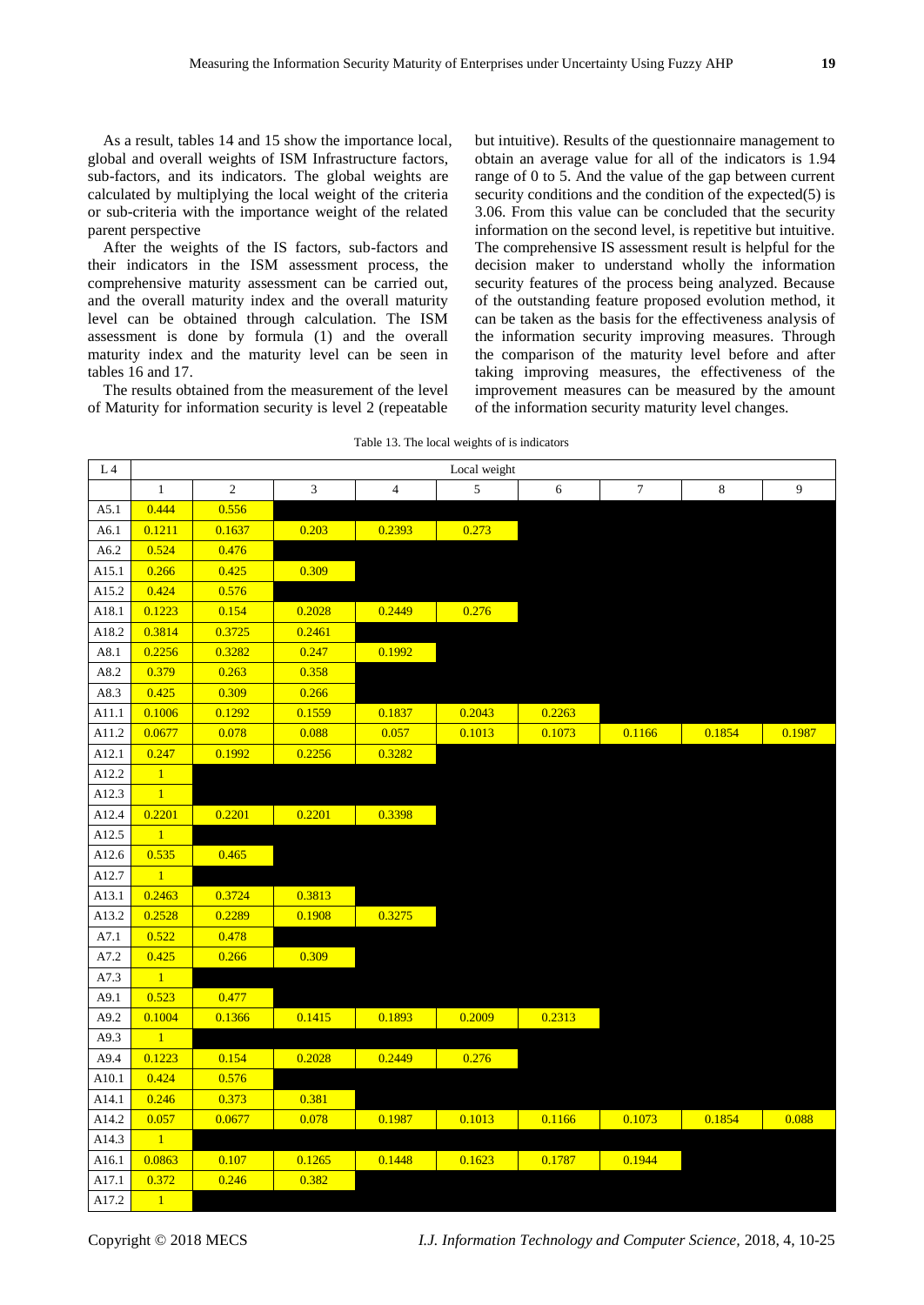As a result, tables 14 and 15 show the importance local, global and overall weights of ISM Infrastructure factors, sub-factors, and its indicators. The global weights are calculated by multiplying the local weight of the criteria or sub-criteria with the importance weight of the related parent perspective

After the weights of the IS factors, sub-factors and their indicators in the ISM assessment process, the comprehensive maturity assessment can be carried out, and the overall maturity index and the overall maturity level can be obtained through calculation. The ISM assessment is done by formula (1) and the overall maturity index and the maturity level can be seen in tables 16 and 17.

The results obtained from the measurement of the level of Maturity for information security is level 2 (repeatable but intuitive). Results of the questionnaire management to obtain an average value for all of the indicators is 1.94 range of 0 to 5. And the value of the gap between current security conditions and the condition of the expected(5) is 3.06. From this value can be concluded that the security information on the second level, is repetitive but intuitive. The comprehensive IS assessment result is helpful for the decision maker to understand wholly the information security features of the process being analyzed. Because of the outstanding feature proposed evolution method, it can be taken as the basis for the effectiveness analysis of the information security improving measures. Through the comparison of the maturity level before and after taking improving measures, the effectiveness of the improvement measures can be measured by the amount of the information security maturity level changes.

Table 13. The local weights of is indicators

| L 4 | Local weight | | | | | | | | |
|---|---|---|---|---|---|---|---|---|---|
| | 1 | 2 | 3 | 4 | 5 | 6 | 7 | 8 | 9 |
| A5.1 | 0.444 | 0.556 | | | | | | | |
| A6.1 | 0.1211 | 0.1637 | 0.203 | 0.2393 | 0.273 | | | | |
| A6.2 | 0.524 | 0.476 | | | | | | | |
| A15.1 | 0.266 | 0.425 | 0.309 | | | | | | |
| A15.2 | 0.424 | 0.576 | | | | | | | |
| A18.1 | 0.1223 | 0.154 | 0.2028 | 0.2449 | 0.276 | | | | |
| A18.2 | 0.3814 | 0.3725 | 0.2461 | | | | | | |
| A8.1 | 0.2256 | 0.3282 | 0.247 | 0.1992 | | | | | |
| A8.2 | 0.379 | 0.263 | 0.358 | | | | | | |
| A8.3 | 0.425 | 0.309 | 0.266 | | | | | | |
| A11.1 | 0.1006 | 0.1292 | 0.1559 | 0.1837 | 0.2043 | 0.2263 | | | |
| A11.2 | 0.0677 | 0.078 | 0.088 | 0.057 | 0.1013 | 0.1073 | 0.1166 | 0.1854 | 0.1987 |
| A12.1 | 0.247 | 0.1992 | 0.2256 | 0.3282 | | | | | |
| A12.2 | 1 | | | | | | | | |
| A12.3 | 1 | | | | | | | | |
| A12.4 | 0.2201 | 0.2201 | 0.2201 | 0.3398 | | | | | |
| A12.5 | 1 | | | | | | | | |
| A12.6 | 0.535 | 0.465 | | | | | | | |
| A12.7 | 1 | | | | | | | | |
| A13.1 | 0.2463 | 0.3724 | 0.3813 | | | | | | |
| A13.2 | 0.2528 | 0.2289 | 0.1908 | 0.3275 | | | | | |
| A7.1 | 0.522 | 0.478 | | | | | | | |
| A7.2 | 0.425 | 0.266 | 0.309 | | | | | | |
| A7.3 | 1 | | | | | | | | |
| A9.1 | 0.523 | 0.477 | | | | | | | |
| A9.2 | 0.1004 | 0.1366 | 0.1415 | 0.1893 | 0.2009 | 0.2313 | | | |
| A9.3 | 1 | | | | | | | | |
| A9.4 | 0.1223 | 0.154 | 0.2028 | 0.2449 | 0.276 | | | | |
| A10.1 | 0.424 | 0.576 | | | | | | | |
| A14.1 | 0.246 | 0.373 | 0.381 | | | | | | |
| A14.2 | 0.057 | 0.0677 | 0.078 | 0.1987 | 0.1013 | 0.1166 | 0.1073 | 0.1854 | 0.088 |
| A14.3 | 1 | | | | | | | | |
| A16.1 | 0.0863 | 0.107 | 0.1265 | 0.1448 | 0.1623 | 0.1787 | 0.1944 | | |
| A17.1 | 0.372 | 0.246 | 0.382 | | | | | | |
| A17.2 | 1 | | | | | | | | |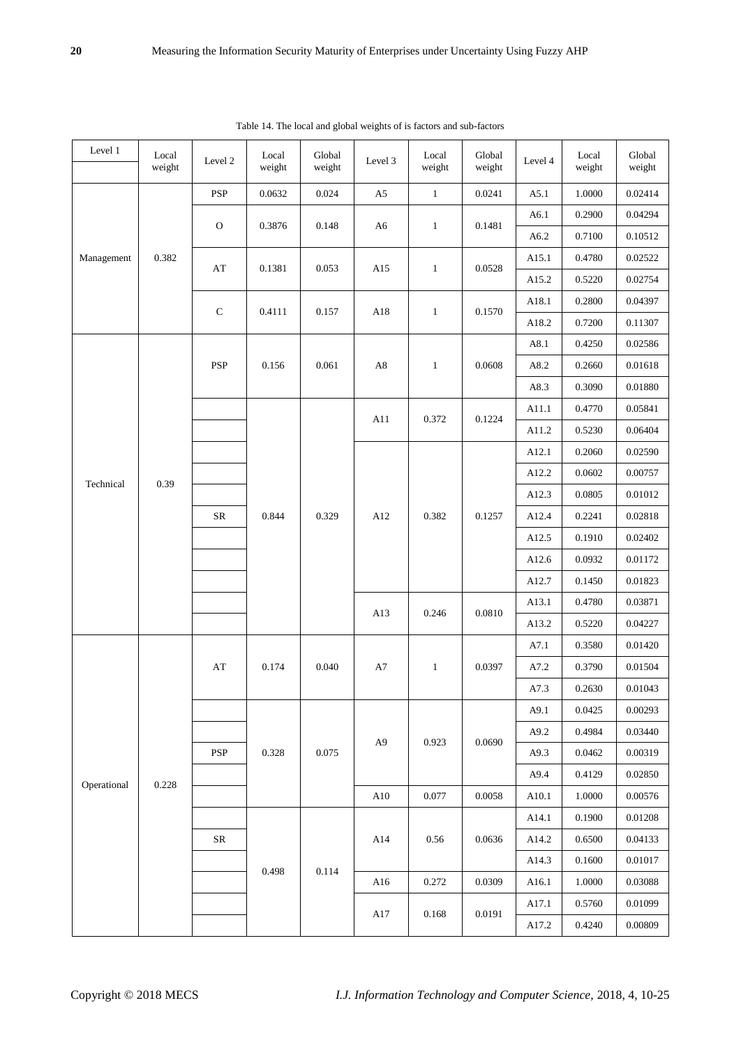Table 14. The local and global weights of is factors and sub-factors

| Level 1 | Local weight | Level 2 | Local weight | Global weight | Level 3 | Local weight | Global weight | Level 4 | Local weight | Global weight |
|---|---|---|---|---|---|---|---|---|---|---|
| Management | 0.382 | PSP | 0.0632 | 0.024 | A5 | 1 | 0.0241 | A5.1 | 1.0000 | 0.02414 |
| | | O | 0.3876 | 0.148 | A6 | 1 | 0.1481 | A6.1 | 0.2900 | 0.04294 |
| | | | | | | | | A6.2 | 0.7100 | 0.10512 |
| | | AT | 0.1381 | 0.053 | A15 | 1 | 0.0528 | A15.1 | 0.4780 | 0.02522 |
| | | | | | | | | A15.2 | 0.5220 | 0.02754 |
| | | C | 0.4111 | 0.157 | A18 | 1 | 0.1570 | A18.1 | 0.2800 | 0.04397 |
| | | | | | | | | A18.2 | 0.7200 | 0.11307 |
| Technical | 0.39 | PSP | 0.156 | 0.061 | A8 | 1 | 0.0608 | A8.1 | 0.4250 | 0.02586 |
| | | | | | | | | A8.2 | 0.2660 | 0.01618 |
| | | | | | | | | A8.3 | 0.3090 | 0.01880 |
| | | SR | 0.844 | 0.329 | A11 | 0.372 | 0.1224 | A11.1 | 0.4770 | 0.05841 |
| | | | | | | | | A11.2 | 0.5230 | 0.06404 |
| | | | | | A12 | 0.382 | 0.1257 | A12.1 | 0.2060 | 0.02590 |
| | | | | | | | | A12.2 | 0.0602 | 0.00757 |
| | | | | | | | | A12.3 | 0.0805 | 0.01012 |
| | | | | | | | | A12.4 | 0.2241 | 0.02818 |
| | | | | | | | | A12.5 | 0.1910 | 0.02402 |
| | | | | | | | | A12.6 | 0.0932 | 0.01172 |
| | | | | | | | | A12.7 | 0.1450 | 0.01823 |
| | | | | | A13 | 0.246 | 0.0810 | A13.1 | 0.4780 | 0.03871 |
| | | | | | | | | A13.2 | 0.5220 | 0.04227 |
| Operational | 0.228 | AT | 0.174 | 0.040 | A7 | 1 | 0.0397 | A7.1 | 0.3580 | 0.01420 |
| | | | | | | | | A7.2 | 0.3790 | 0.01504 |
| | | | | | | | | A7.3 | 0.2630 | 0.01043 |
| | | PSP | 0.328 | 0.075 | A9 | 0.923 | 0.0690 | A9.1 | 0.0425 | 0.00293 |
| | | | | | | | | A9.2 | 0.4984 | 0.03440 |
| | | | | | | | | A9.3 | 0.0462 | 0.00319 |
| | | | | | | | | A9.4 | 0.4129 | 0.02850 |
| | | | | | A10 | 0.077 | 0.0058 | A10.1 | 1.0000 | 0.00576 |
| | | SR | 0.498 | 0.114 | A14 | 0.56 | 0.0636 | A14.1 | 0.1900 | 0.01208 |
| | | | | | | | | A14.2 | 0.6500 | 0.04133 |
| | | | | | | | | A14.3 | 0.1600 | 0.01017 |
| | | | | | A16 | 0.272 | 0.0309 | A16.1 | 1.0000 | 0.03088 |
| | | | | | A17 | 0.168 | 0.0191 | A17.1 | 0.5760 | 0.01099 |
| | | | | | | | | A17.2 | 0.4240 | 0.00809 |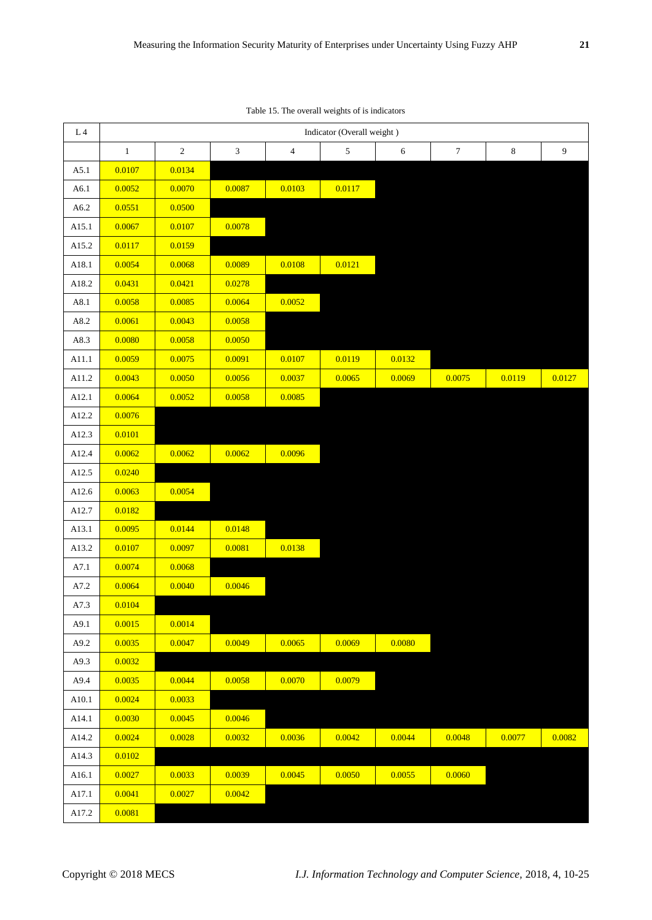Table 15. The overall weights of is indicators

| L 4 | Indicator (Overall weight ) | | | | | | | | |
|---|---|---|---|---|---|---|---|---|---|
| | 1 | 2 | 3 | 4 | 5 | 6 | 7 | 8 | 9 |
| A5.1 | 0.0107 | 0.0134 | | | | | | | |
| A6.1 | 0.0052 | 0.0070 | 0.0087 | 0.0103 | 0.0117 | | | | |
| A6.2 | 0.0551 | 0.0500 | | | | | | | |
| A15.1 | 0.0067 | 0.0107 | 0.0078 | | | | | | |
| A15.2 | 0.0117 | 0.0159 | | | | | | | |
| A18.1 | 0.0054 | 0.0068 | 0.0089 | 0.0108 | 0.0121 | | | | |
| A18.2 | 0.0431 | 0.0421 | 0.0278 | | | | | | |
| A8.1 | 0.0058 | 0.0085 | 0.0064 | 0.0052 | | | | | |
| A8.2 | 0.0061 | 0.0043 | 0.0058 | | | | | | |
| A8.3 | 0.0080 | 0.0058 | 0.0050 | | | | | | |
| A11.1 | 0.0059 | 0.0075 | 0.0091 | 0.0107 | 0.0119 | 0.0132 | | | |
| A11.2 | 0.0043 | 0.0050 | 0.0056 | 0.0037 | 0.0065 | 0.0069 | 0.0075 | 0.0119 | 0.0127 |
| A12.1 | 0.0064 | 0.0052 | 0.0058 | 0.0085 | | | | | |
| A12.2 | 0.0076 | | | | | | | | |
| A12.3 | 0.0101 | | | | | | | | |
| A12.4 | 0.0062 | 0.0062 | 0.0062 | 0.0096 | | | | | |
| A12.5 | 0.0240 | | | | | | | | |
| A12.6 | 0.0063 | 0.0054 | | | | | | | |
| A12.7 | 0.0182 | | | | | | | | |
| A13.1 | 0.0095 | 0.0144 | 0.0148 | | | | | | |
| A13.2 | 0.0107 | 0.0097 | 0.0081 | 0.0138 | | | | | |
| A7.1 | 0.0074 | 0.0068 | | | | | | | |
| A7.2 | 0.0064 | 0.0040 | 0.0046 | | | | | | |
| A7.3 | 0.0104 | | | | | | | | |
| A9.1 | 0.0015 | 0.0014 | | | | | | | |
| A9.2 | 0.0035 | 0.0047 | 0.0049 | 0.0065 | 0.0069 | 0.0080 | | | |
| A9.3 | 0.0032 | | | | | | | | |
| A9.4 | 0.0035 | 0.0044 | 0.0058 | 0.0070 | 0.0079 | | | | |
| A10.1 | 0.0024 | 0.0033 | | | | | | | |
| A14.1 | 0.0030 | 0.0045 | 0.0046 | | | | | | |
| A14.2 | 0.0024 | 0.0028 | 0.0032 | 0.0036 | 0.0042 | 0.0044 | 0.0048 | 0.0077 | 0.0082 |
| A14.3 | 0.0102 | | | | | | | | |
| A16.1 | 0.0027 | 0.0033 | 0.0039 | 0.0045 | 0.0050 | 0.0055 | 0.0060 | | |
| A17.1 | 0.0041 | 0.0027 | 0.0042 | | | | | | |
| A17.2 | 0.0081 | | | | | | | | |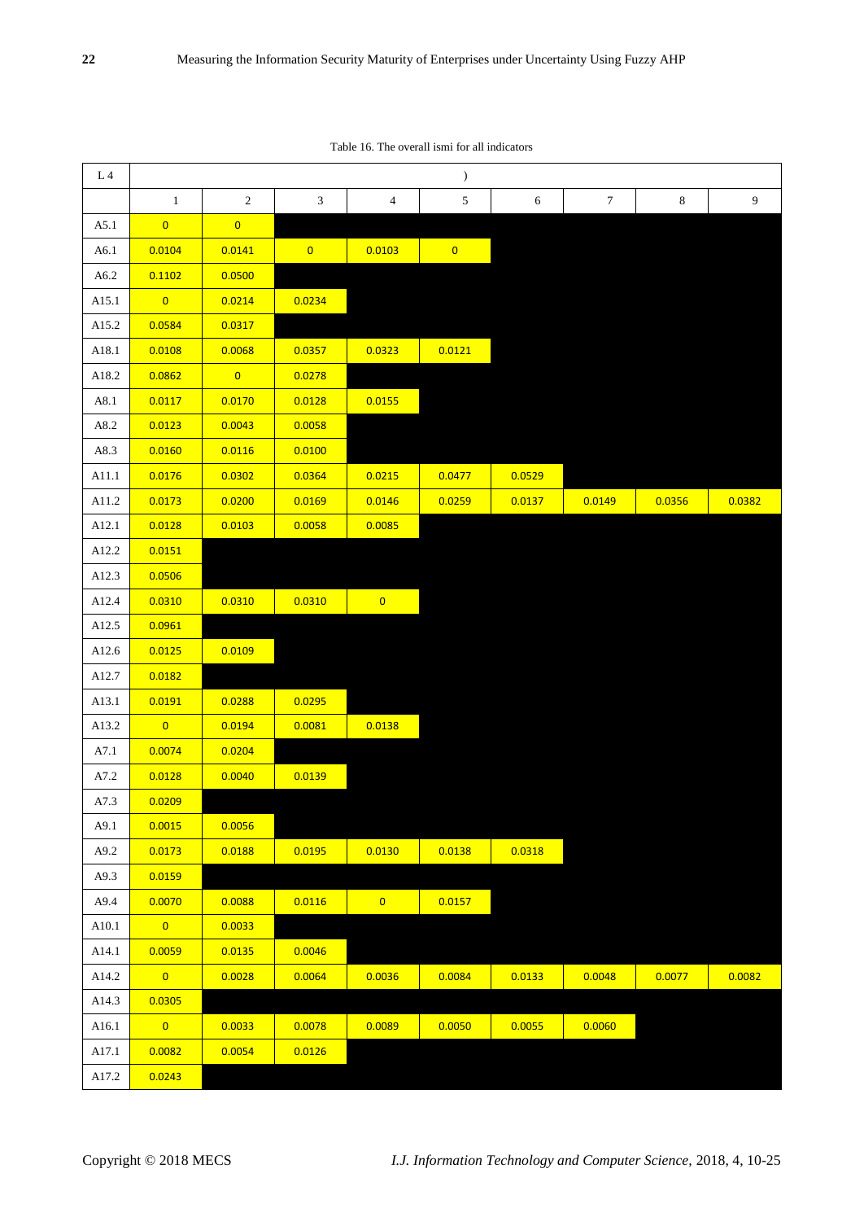Table 16. The overall ismi for all indicators

| L 4 | ) | | | | | | | | |
|---|---|---|---|---|---|---|---|---|---|
| | 1 | 2 | 3 | 4 | 5 | 6 | 7 | 8 | 9 |
| A5.1 | 0 | 0 | | | | | | | |
| A6.1 | 0.0104 | 0.0141 | 0 | 0.0103 | 0 | | | | |
| A6.2 | 0.1102 | 0.0500 | | | | | | | |
| A15.1 | 0 | 0.0214 | 0.0234 | | | | | | |
| A15.2 | 0.0584 | 0.0317 | | | | | | | |
| A18.1 | 0.0108 | 0.0068 | 0.0357 | 0.0323 | 0.0121 | | | | |
| A18.2 | 0.0862 | 0 | 0.0278 | | | | | | |
| A8.1 | 0.0117 | 0.0170 | 0.0128 | 0.0155 | | | | | |
| A8.2 | 0.0123 | 0.0043 | 0.0058 | | | | | | |
| A8.3 | 0.0160 | 0.0116 | 0.0100 | | | | | | |
| A11.1 | 0.0176 | 0.0302 | 0.0364 | 0.0215 | 0.0477 | 0.0529 | | | |
| A11.2 | 0.0173 | 0.0200 | 0.0169 | 0.0146 | 0.0259 | 0.0137 | 0.0149 | 0.0356 | 0.0382 |
| A12.1 | 0.0128 | 0.0103 | 0.0058 | 0.0085 | | | | | |
| A12.2 | 0.0151 | | | | | | | | |
| A12.3 | 0.0506 | | | | | | | | |
| A12.4 | 0.0310 | 0.0310 | 0.0310 | 0 | | | | | |
| A12.5 | 0.0961 | | | | | | | | |
| A12.6 | 0.0125 | 0.0109 | | | | | | | |
| A12.7 | 0.0182 | | | | | | | | |
| A13.1 | 0.0191 | 0.0288 | 0.0295 | | | | | | |
| A13.2 | 0 | 0.0194 | 0.0081 | 0.0138 | | | | | |
| A7.1 | 0.0074 | 0.0204 | | | | | | | |
| A7.2 | 0.0128 | 0.0040 | 0.0139 | | | | | | |
| A7.3 | 0.0209 | | | | | | | | |
| A9.1 | 0.0015 | 0.0056 | | | | | | | |
| A9.2 | 0.0173 | 0.0188 | 0.0195 | 0.0130 | 0.0138 | 0.0318 | | | |
| A9.3 | 0.0159 | | | | | | | | |
| A9.4 | 0.0070 | 0.0088 | 0.0116 | 0 | 0.0157 | | | | |
| A10.1 | 0 | 0.0033 | | | | | | | |
| A14.1 | 0.0059 | 0.0135 | 0.0046 | | | | | | |
| A14.2 | 0 | 0.0028 | 0.0064 | 0.0036 | 0.0084 | 0.0133 | 0.0048 | 0.0077 | 0.0082 |
| A14.3 | 0.0305 | | | | | | | | |
| A16.1 | 0 | 0.0033 | 0.0078 | 0.0089 | 0.0050 | 0.0055 | 0.0060 | | |
| A17.1 | 0.0082 | 0.0054 | 0.0126 | | | | | | |
| A17.2 | 0.0243 | | | | | | | | |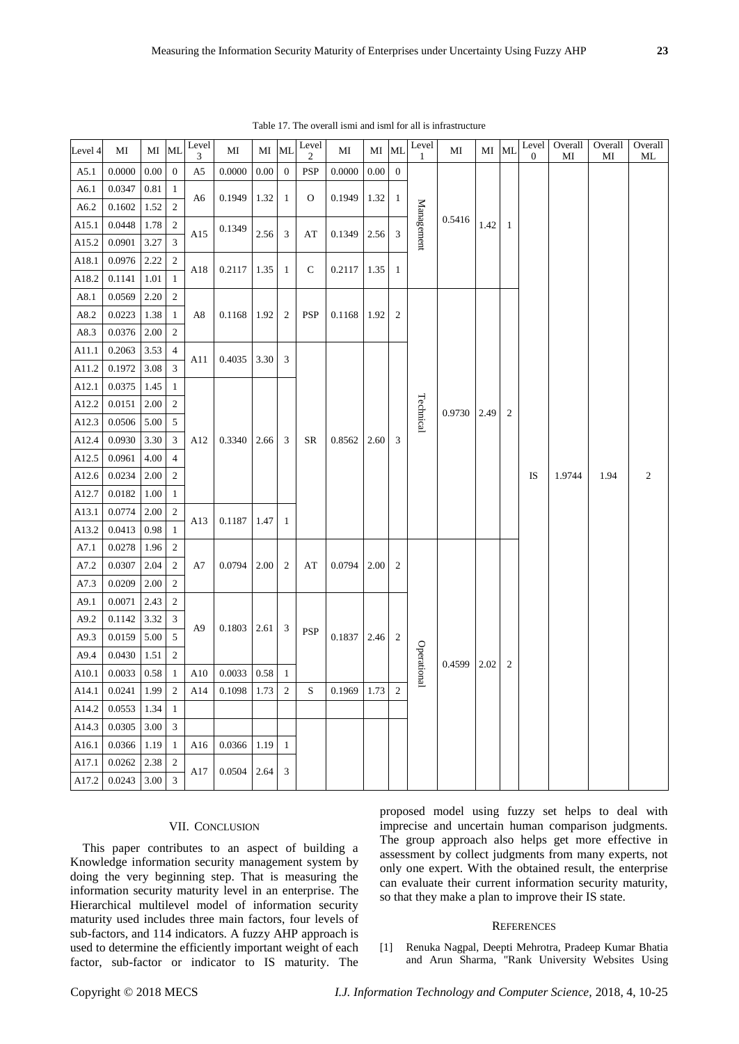Table 17. The overall ismi and isml for all is infrastructure

| Level 4 | MI | MI | ML | Level 3 | MI | MI | ML | Level 2 | MI | MI | ML | Level 1 | MI | MI | ML | Level 0 | Overall MI | Overall MI | Overall ML |
|---|---|---|---|---|---|---|---|---|---|---|---|---|---|---|---|---|---|---|---|
| A5.1 | 0.0000 | 0.00 | 0 | A5 | 0.0000 | 0.00 | 0 | PSP | 0.0000 | 0.00 | 0 | Management | 0.5416 | 1.42 | 1 | IS | 1.9744 | 1.94 | 2 |
| A6.1 | 0.0347 | 0.81 | 1 | A6 | 0.1949 | 1.32 | 1 | O | 0.1949 | 1.32 | 1 | | | | | | | | |
| A6.2 | 0.1602 | 1.52 | 2 | | | | | | | | | | | | | | | | |
| A15.1 | 0.0448 | 1.78 | 2 | A15 | 0.1349 | 2.56 | 3 | AT | 0.1349 | 2.56 | 3 | | | | | | | | |
| A15.2 | 0.0901 | 3.27 | 3 | | | | | | | | | | | | | | | | |
| A18.1 | 0.0976 | 2.22 | 2 | A18 | 0.2117 | 1.35 | 1 | C | 0.2117 | 1.35 | 1 | | | | | | | | |
| A18.2 | 0.1141 | 1.01 | 1 | | | | | | | | | | | | | | | | |
| A8.1 | 0.0569 | 2.20 | 2 | A8 | 0.1168 | 1.92 | 2 | PSP | 0.1168 | 1.92 | 2 | Technical | 0.9730 | 2.49 | 2 | | | | |
| A8.2 | 0.0223 | 1.38 | 1 | | | | | | | | | | | | | | | | |
| A8.3 | 0.0376 | 2.00 | 2 | | | | | | | | | | | | | | | | |
| A11.1 | 0.2063 | 3.53 | 4 | A11 | 0.4035 | 3.30 | 3 | SR | 0.8562 | 2.60 | 3 | | | | | | | | |
| A11.2 | 0.1972 | 3.08 | 3 | | | | | | | | | | | | | | | | |
| A12.1 | 0.0375 | 1.45 | 1 | A12 | 0.3340 | 2.66 | 3 | | | | | | | | | | | | |
| A12.2 | 0.0151 | 2.00 | 2 | | | | | | | | | | | | | | | | |
| A12.3 | 0.0506 | 5.00 | 5 | | | | | | | | | | | | | | | | |
| A12.4 | 0.0930 | 3.30 | 3 | | | | | | | | | | | | | | | | |
| A12.5 | 0.0961 | 4.00 | 4 | | | | | | | | | | | | | | | | |
| A12.6 | 0.0234 | 2.00 | 2 | | | | | | | | | | | | | | | | |
| A12.7 | 0.0182 | 1.00 | 1 | | | | | | | | | | | | | | | | |
| A13.1 | 0.0774 | 2.00 | 2 | A13 | 0.1187 | 1.47 | 1 | | | | | | | | | | | | |
| A13.2 | 0.0413 | 0.98 | 1 | | | | | | | | | | | | | | | | |
| A7.1 | 0.0278 | 1.96 | 2 | A7 | 0.0794 | 2.00 | 2 | AT | 0.0794 | 2.00 | 2 | Operational | 0.4599 | 2.02 | 2 | | | | |
| A7.2 | 0.0307 | 2.04 | 2 | | | | | | | | | | | | | | | | |
| A7.3 | 0.0209 | 2.00 | 2 | | | | | | | | | | | | | | | | |
| A9.1 | 0.0071 | 2.43 | 2 | A9 | 0.1803 | 2.61 | 3 | PSP | 0.1837 | 2.46 | 2 | | | | | | | | |
| A9.2 | 0.1142 | 3.32 | 3 | | | | | | | | | | | | | | | | |
| A9.3 | 0.0159 | 5.00 | 5 | | | | | | | | | | | | | | | | |
| A9.4 | 0.0430 | 1.51 | 2 | | | | | | | | | | | | | | | | |
| A10.1 | 0.0033 | 0.58 | 1 | A10 | 0.0033 | 0.58 | 1 | | | | | | | | | | | | |
| A14.1 | 0.0241 | 1.99 | 2 | A14 | 0.1098 | 1.73 | 2 | S | 0.1969 | 1.73 | 2 | | | | | | | | |
| A14.2 | 0.0553 | 1.34 | 1 | | | | | | | | | | | | | | | | |
| A14.3 | 0.0305 | 3.00 | 3 | | | | | | | | | | | | | | | | |
| A16.1 | 0.0366 | 1.19 | 1 | A16 | 0.0366 | 1.19 | 1 | | | | | | | | | | | | |
| A17.1 | 0.0262 | 2.38 | 2 | A17 | 0.0504 | 2.64 | 3 | | | | | | | | | | | | |
| A17.2 | 0.0243 | 3.00 | 3 | | | | | | | | | | | | | | | | |

## VII. Conclusion

This paper contributes to an aspect of building a Knowledge information security management system by doing the very beginning step. That is measuring the information security maturity level in an enterprise. The Hierarchical multilevel model of information security maturity used includes three main factors, four levels of sub-factors, and 114 indicators. A fuzzy AHP approach is used to determine the efficiently important weight of each factor, sub-factor or indicator to IS maturity. The proposed model using fuzzy set helps to deal with imprecise and uncertain human comparison judgments. The group approach also helps get more effective in assessment by collect judgments from many experts, not only one expert. With the obtained result, the enterprise can evaluate their current information security maturity, so that they make a plan to improve their IS state.

## References

[1] Renuka Nagpal, Deepti Mehrotra, Pradeep Kumar Bhatia and Arun Sharma, "Rank University Websites Using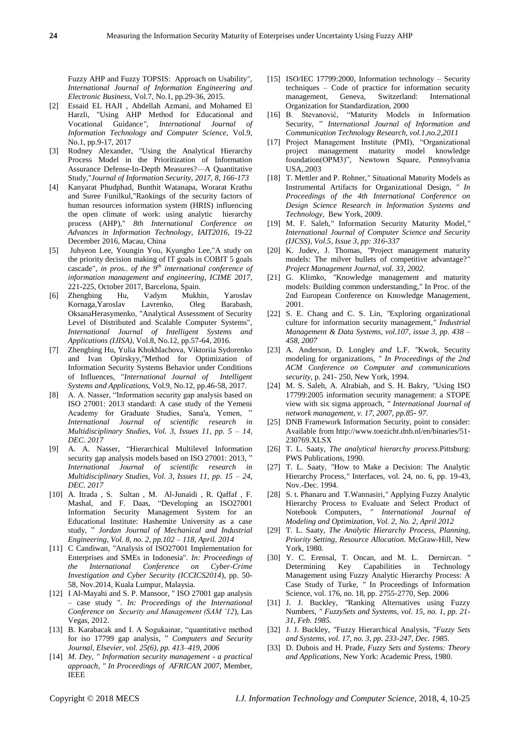Fuzzy AHP and Fuzzy TOPSIS: Approach on Usability", *International Journal of Information Engineering and Electronic Business*, Vol.7, No.1, pp.29-36, 2015.

[2] Essaid EL HAJI , Abdellah Azmani, and Mohamed El Harzli, "Using AHP Method for Educational and Vocational Guidance*", International Journal of Information Technology and Computer Science*, Vol.9, No.1, pp.9-17, 2017

[3] Rodney Alexander, "Using the Analytical Hierarchy Process Model in the Prioritization of Information Assurance Defense-In-Depth Measures?—A Quantitative Study,"*Journal of Information Security, 2017, 8, 166-173*

[4] Kanyarat Phudphad, Bunthit Watanapa, Worarat Krathu and Suree Funilkul,"Rankings of the security factors of human resources information system (HRIS) influencing the open climate of work: using analytic hierarchy process (AHP)," *8th International Conference on Advances in Information Technology, IAIT2016*, 19-22 December 2016, Macau, China

[5] Juhyeon Lee, Youngin You, Kyungho Lee,"A study on the priority decision making of IT goals in COBIT 5 goals cascade", *in pros.. of the 9th international conference of information management and engineering, ICIME 2017*, 221-225, October 2017, Barcelona, Spain.

[6] Zhengbing Hu, Vadym Mukhin, Yaroslav Kornaga,Yaroslav Lavrenko, Oleg Barabash, OksanaHerasymenko, "Analytical Assessment of Security Level of Distributed and Scalable Computer Systems", *International Journal of Intelligent Systems and Applications (IJISA)*, Vol.8, No.12, pp.57-64, 2016.

[7] Zhengbing Hu, Yulia Khokhlachova, Viktoriia Sydorenko and Ivan Opirskyy,"Method for Optimization of Information Security Systems Behavior under Conditions of Influences, "*International Journal of Intelligent Systems and Applications*, Vol.9, No.12, pp.46-58, 2017.

[8] A. A. Nasser, "Information security gap analysis based on ISO 27001: 2013 standard: A case study of the Yemeni Academy for Graduate Studies, Sana'a, Yemen, " *International Journal of scientific research in Multidisciplinary Studies, Vol. 3, Issues 11, pp. 5 – 14, DEC. 2017*

[9] A. A. Nasser, "Hierarchical Multilevel Information security gap analysis models based on ISO 27001: 2013, " *International Journal of scientific research in Multidisciplinary Studies, Vol. 3, Issues 11, pp. 15 – 24, DEC. 2017*

[10] A. Itrada , S. Sultan , M. Al-Junaidi , R. Qaffaf , F. Mashal, and F. Daas, "Developing an ISO27001 Information Security Management System for an Educational Institute: Hashemite University as a case study, " *Jordan Journal of Mechanical and Industrial Engineering, Vol. 8, no. 2, pp.102 – 118, April. 2014*

[11] C Candiwan, "Analysis of ISO27001 Implementation for Enterprises and SMEs in Indonesia". *In: Proceedings of the International Conference on Cyber-Crime Investigation and Cyber Security (ICCICS2014)*, pp. 50-58, Nov.2014, Kuala Lumpur, Malaysia.

[12] I Al-Mayahi and S. P. Mansoor, " ISO 27001 gap analysis – case study ". *In: Proceedings of the International Conference on Security and Management (SAM '12*), Las Vegas, 2012.

[13] B. Karabacak and I. A Sogukainar, "quantitative method for iso 17799 gap analysis, " *Computers and Security Journal, Elsevier, vol. 25(6), pp. 413–419, 2006*

[14] *M. Dey, " Information security management - a practical approach, " In Proceedings of AFRICAN 2007,* Member, IEEE

[15] ISO/IEC 17799:2000, Information technology – Security techniques – Code of practice for information security management, Geneva, Switzerland: International Organization for Standardization, 2000

[16] B. Stevanović, "Maturity Models in Information Security, " *International Journal of Information and Communication Technology Research, vol.1,no.2,2011*

[17] Project Management Institute (PMI), "Organizational project management maturity model knowledge foundation(OPM3)", Newtown Square, Pennsylvania USA,.2003

[18] T. Mettler and P. Rohner,*"* Situational Maturity Models as Instrumental Artifacts for Organizational Design*, " In Proceedings of the 4th International Conference on Design Science Research in Information Systems and Technology*, Bew York, 2009.

[19] M. F. Saleh,*"* Information Security Maturity Model*," International Journal of Computer Science and Security (IJCSS), Vol.5, Issue 3, pp: 316-337*

[20] K. Judev, J. Thomas, *"*Project management maturity models: The milver bullets of competitive advantage?*" Project Management Journal, vol. 33, 2002.*

[21] G. Klimko, *"*Knowledge management and maturity models: Building common understanding,*"* In Proc. of the 2nd European Conference on Knowledge Management, 2001.

[22] S. E. Chang and C. S. Lin, *"*Exploring organizational culture for information security management,*" Industrial Management & Data Systems, vol.107, issue 3, pp. 438 – 458, 2007*

[23] A. Anderson, D. Longley *and* L.F. *"*Kwok, Security modeling for organizations, *" In Proceedings of the 2nd ACM Conference on Computer and communications security*, p. 241- 250, New York, 1994.

[24] M. S. Saleh, A. Alrabiah, and S. H. Bakry, *"*Using ISO 17799:2005 information security management: a STOPE view with six sigma approach, *" International Journal of network management, v. 17, 2007, pp.85- 97.*

[25] DNB Framework Information Security, point to consider: Available from http://www.toezicht.dnb.nl/en/binaries/51-230769.XLSX

[26] T. L. Saaty, *The analytical hierarchy process*.Pittsburg: PWS Publications, 1990.

[27] T. L. Saaty, *"*How to Make a Decision: The Analytic Hierarchy Process,*"* Interfaces, vol. 24, no. 6, pp. 19-43, Nov.-Dec. 1994.

[28] S. t. Phanaru and T.Wannasiri,*"* Applying Fuzzy Analytic Hierarchy Process to Evaluate and Select Product of Notebook Computers, *" International Journal of Modeling and Optimization, Vol. 2, No. 2, April 2012*

[29] T. L. Saaty, *The Analytic Hierarchy Process, Planning, Priority Setting, Resource Allocation*. McGraw-Hill, New York, 1980.

[30] Y. C. Erensal, T. Oncan, and M. L. Dernircan. " Determining Key Capabilities in Technology Management using Fuzzy Analytic Hierarchy Process: A Case Study of Turke, *"* In Proceedings of Information Science, vol. 176, no. 18, pp. 2755-2770, Sep. 2006

[31] J. J. Buckley, *"*Ranking Alternatives using Fuzzy Numbers, *" FuzzySets and Systems, vol. 15, no. 1, pp. 21-31, Feb. 1985.*

[32] J. J. Buckley, *"*Fuzzy Hierarchical Analysis*, "Fuzzy Sets and Systems, vol. 17, no. 3, pp. 233-247, Dec. 1985.*

[33] D. Dubois and H. Prade, *Fuzzy Sets and Systems: Theory and Applications*, New York: Academic Press, 1980.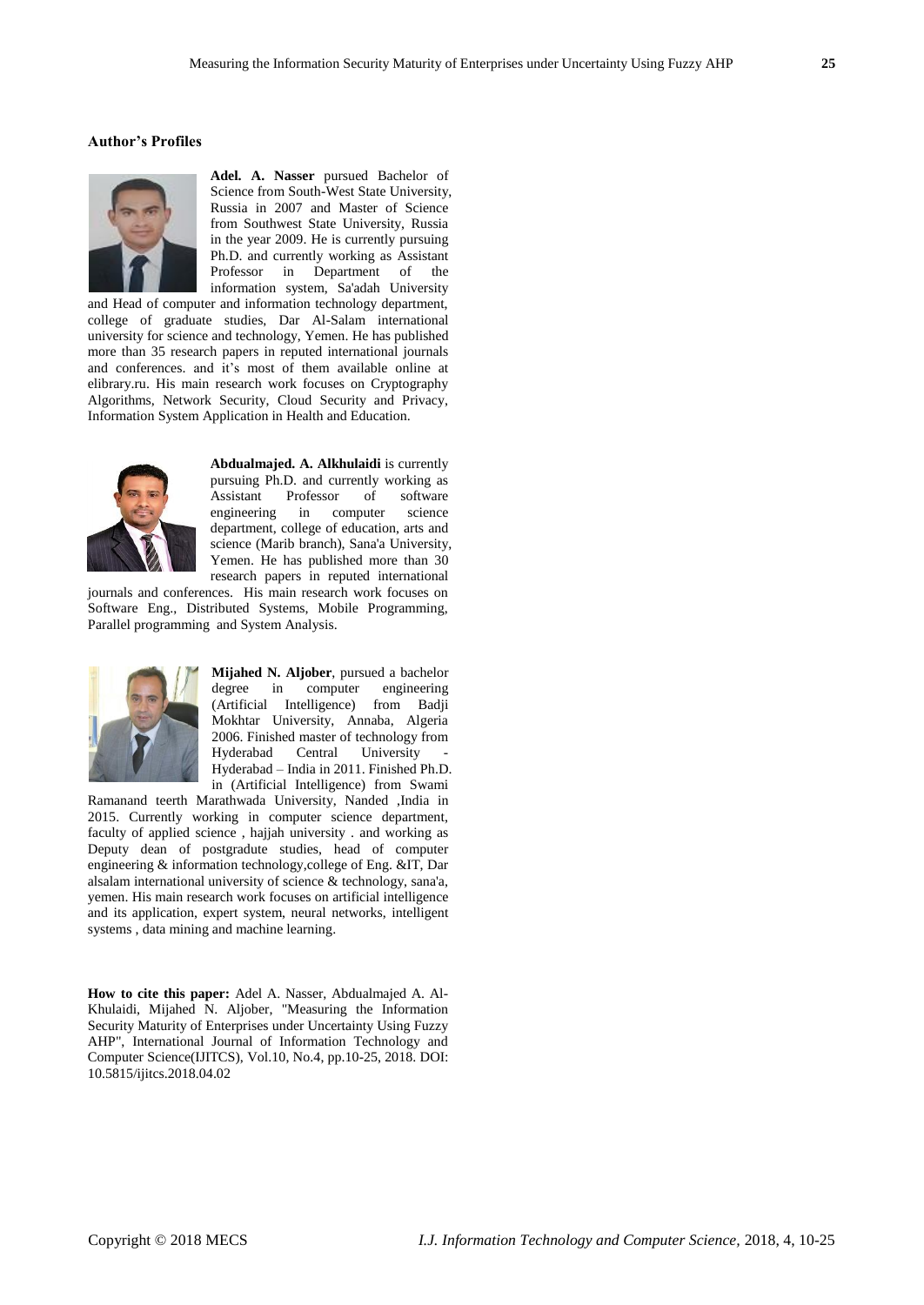### Author's Profiles

**Adel. A. Nasser** pursued Bachelor of Science from South-West State University, Russia in 2007 and Master of Science from Southwest State University, Russia in the year 2009. He is currently pursuing Ph.D. and currently working as Assistant Professor in Department of the information system, Sa'adah University and Head of computer and information technology department, college of graduate studies, Dar Al-Salam international university for science and technology, Yemen. He has published more than 35 research papers in reputed international journals and conferences. and it's most of them available online at elibrary.ru. His main research work focuses on Cryptography Algorithms, Network Security, Cloud Security and Privacy, Information System Application in Health and Education.

**Abdualmajed. A. Alkhulaidi** is currently pursuing Ph.D. and currently working as Assistant Professor of software engineering in computer science department, college of education, arts and science (Marib branch), Sana'a University, Yemen. He has published more than 30 research papers in reputed international journals and conferences. His main research work focuses on Software Eng., Distributed Systems, Mobile Programming, Parallel programming and System Analysis.

**Mijahed N. Aljober**, pursued a bachelor degree in computer engineering (Artificial Intelligence) from Badji Mokhtar University, Annaba, Algeria 2006. Finished master of technology from Hyderabad Central University - Hyderabad – India in 2011. Finished Ph.D. in (Artificial Intelligence) from Swami Ramanand teerth Marathwada University, Nanded ,India in 2015. Currently working in computer science department, faculty of applied science , hajjah university . and working as Deputy dean of postgradute studies, head of computer engineering & information technology,college of Eng. &IT, Dar alsalam international university of science & technology, sana'a, yemen. His main research work focuses on artificial intelligence and its application, expert system, neural networks, intelligent systems , data mining and machine learning.

**How to cite this paper:** Adel A. Nasser, Abdualmajed A. Al-Khulaidi, Mijahed N. Aljober, "Measuring the Information Security Maturity of Enterprises under Uncertainty Using Fuzzy AHP", International Journal of Information Technology and Computer Science(IJITCS), Vol.10, No.4, pp.10-25, 2018. DOI: 10.5815/ijitcs.2018.04.02